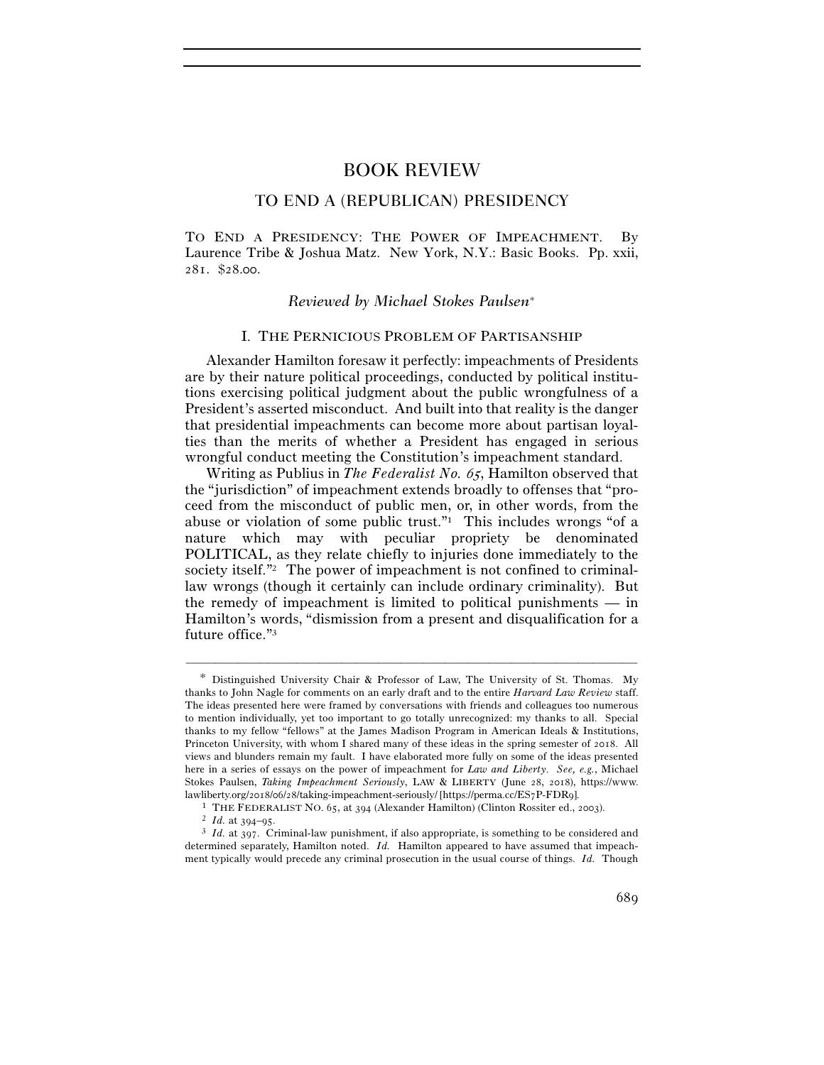# BOOK REVIEW

## TO END A (REPUBLICAN) PRESIDENCY

TO END A PRESIDENCY: THE POWER OF IMPEACHMENT. By Laurence Tribe & Joshua Matz. New York, N.Y.: Basic Books. Pp. xxii, 281. $28.00.

*Reviewed by Michael Stokes Paulsen*[*]

### I. THE PERNICIOUS PROBLEM OF PARTISANSHIP

Alexander Hamilton foresaw it perfectly: impeachments of Presidents are by their nature political proceedings, conducted by political institutions exercising political judgment about the public wrongfulness of a President's asserted misconduct. And built into that reality is the danger that presidential impeachments can become more about partisan loyalties than the merits of whether a President has engaged in serious wrongful conduct meeting the Constitution's impeachment standard.

Writing as Publius in *The Federalist No. 65*, Hamilton observed that the "jurisdiction" of impeachment extends broadly to offenses that "proceed from the misconduct of public men, or, in other words, from the abuse or violation of some public trust."[1] This includes wrongs "of a nature which may with peculiar propriety be denominated POLITICAL, as they relate chiefly to injuries done immediately to the society itself."[2] The power of impeachment is not confined to criminal-law wrongs (though it certainly can include ordinary criminality). But the remedy of impeachment is limited to political punishments — in Hamilton's words, "dismission from a present and disqualification for a future office."[3]

---

[*] Distinguished University Chair & Professor of Law, The University of St. Thomas. My thanks to John Nagle for comments on an early draft and to the entire *Harvard Law Review* staff. The ideas presented here were framed by conversations with friends and colleagues too numerous to mention individually, yet too important to go totally unrecognized: my thanks to all. Special thanks to my fellow "fellows" at the James Madison Program in American Ideals & Institutions, Princeton University, with whom I shared many of these ideas in the spring semester of 2018. All views and blunders remain my fault. I have elaborated more fully on some of the ideas presented here in a series of essays on the power of impeachment for *Law and Liberty*. *See, e.g.*, Michael Stokes Paulsen, *Taking Impeachment Seriously*, LAW & LIBERTY (June 28, 2018), https://www.lawliberty.org/2018/06/28/taking-impeachment-seriously/ [https://perma.cc/ES7P-FDR9].

[1] THE FEDERALIST NO. 65, at 394 (Alexander Hamilton) (Clinton Rossiter ed., 2003).

[2] *Id.* at 394–95.

[3] *Id.* at 397. Criminal-law punishment, if also appropriate, is something to be considered and determined separately, Hamilton noted. *Id.* Hamilton appeared to have assumed that impeachment typically would precede any criminal prosecution in the usual course of things. *Id.* Though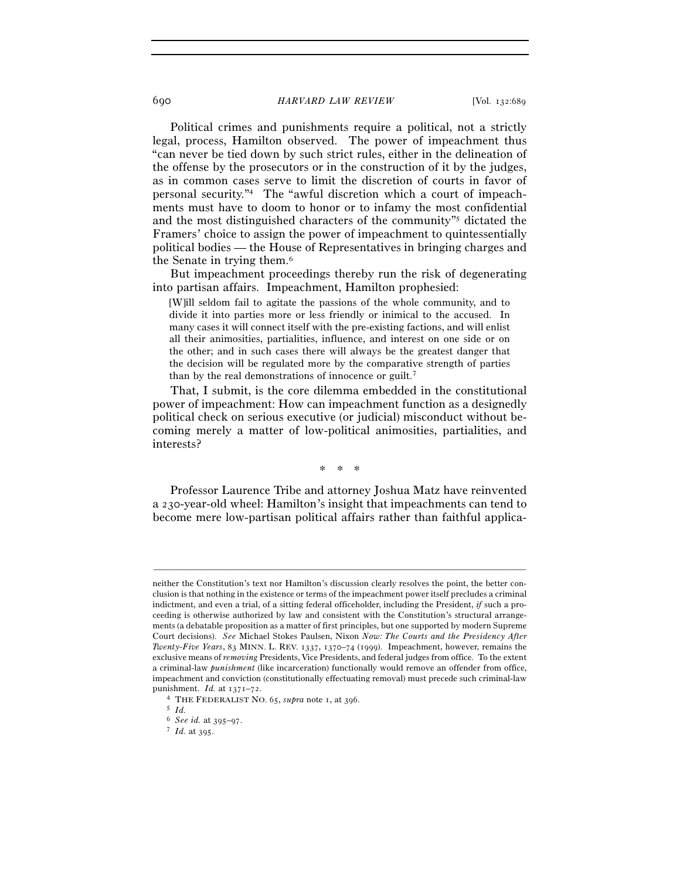Political crimes and punishments require a political, not a strictly legal, process, Hamilton observed. The power of impeachment thus "can never be tied down by such strict rules, either in the delineation of the offense by the prosecutors or in the construction of it by the judges, as in common cases serve to limit the discretion of courts in favor of personal security."[4] The "awful discretion which a court of impeachments must have to doom to honor or to infamy the most confidential and the most distinguished characters of the community"[5] dictated the Framers' choice to assign the power of impeachment to quintessentially political bodies — the House of Representatives in bringing charges and the Senate in trying them.[6]

But impeachment proceedings thereby run the risk of degenerating into partisan affairs. Impeachment, Hamilton prophesied:

> [W]ill seldom fail to agitate the passions of the whole community, and to divide it into parties more or less friendly or inimical to the accused. In many cases it will connect itself with the pre-existing factions, and will enlist all their animosities, partialities, influence, and interest on one side or on the other; and in such cases there will always be the greatest danger that the decision will be regulated more by the comparative strength of parties than by the real demonstrations of innocence or guilt.[7]

That, I submit, is the core dilemma embedded in the constitutional power of impeachment: How can impeachment function as a designedly political check on serious executive (or judicial) misconduct without becoming merely a matter of low-political animosities, partialities, and interests?

\* \* \*

Professor Laurence Tribe and attorney Joshua Matz have reinvented a 230-year-old wheel: Hamilton's insight that impeachments can tend to become mere low-partisan political affairs rather than faithful applica-

---

neither the Constitution's text nor Hamilton's discussion clearly resolves the point, the better conclusion is that nothing in the existence or terms of the impeachment power itself precludes a criminal indictment, and even a trial, of a sitting federal officeholder, including the President, *if* such a proceeding is otherwise authorized by law and consistent with the Constitution's structural arrangements (a debatable proposition as a matter of first principles, but one supported by modern Supreme Court decisions). *See* Michael Stokes Paulsen, Nixon *Now: The Courts and the Presidency After Twenty-Five Years*, 83 MINN. L. REV. 1337, 1370–74 (1999). Impeachment, however, remains the exclusive means of *removing* Presidents, Vice Presidents, and federal judges from office. To the extent a criminal-law *punishment* (like incarceration) functionally would remove an offender from office, impeachment and conviction (constitutionally effectuating removal) must precede such criminal-law punishment. *Id.* at 1371–72.

[4] THE FEDERALIST NO. 65, *supra* note 1, at 396.

[5] *Id.*

[6] *See id.* at 395–97.

[7] *Id.* at 395.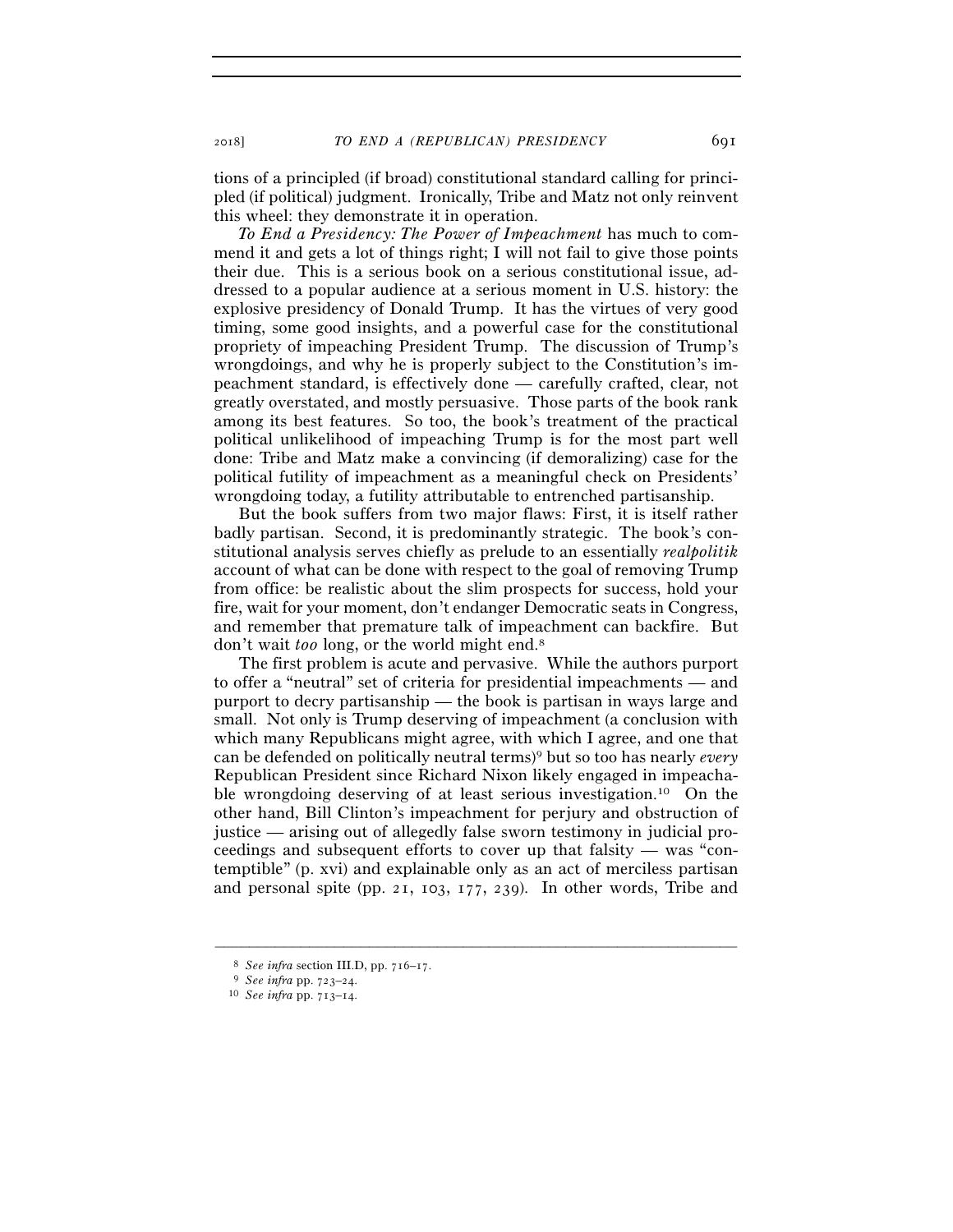tions of a principled (if broad) constitutional standard calling for principled (if political) judgment. Ironically, Tribe and Matz not only reinvent this wheel: they demonstrate it in operation.

*To End a Presidency: The Power of Impeachment* has much to commend it and gets a lot of things right; I will not fail to give those points their due. This is a serious book on a serious constitutional issue, addressed to a popular audience at a serious moment in U.S. history: the explosive presidency of Donald Trump. It has the virtues of very good timing, some good insights, and a powerful case for the constitutional propriety of impeaching President Trump. The discussion of Trump's wrongdoings, and why he is properly subject to the Constitution's impeachment standard, is effectively done — carefully crafted, clear, not greatly overstated, and mostly persuasive. Those parts of the book rank among its best features. So too, the book's treatment of the practical political unlikelihood of impeaching Trump is for the most part well done: Tribe and Matz make a convincing (if demoralizing) case for the political futility of impeachment as a meaningful check on Presidents' wrongdoing today, a futility attributable to entrenched partisanship.

But the book suffers from two major flaws: First, it is itself rather badly partisan. Second, it is predominantly strategic. The book's constitutional analysis serves chiefly as prelude to an essentially *realpolitik* account of what can be done with respect to the goal of removing Trump from office: be realistic about the slim prospects for success, hold your fire, wait for your moment, don't endanger Democratic seats in Congress, and remember that premature talk of impeachment can backfire. But don't wait *too* long, or the world might end.[8]

The first problem is acute and pervasive. While the authors purport to offer a "neutral" set of criteria for presidential impeachments — and purport to decry partisanship — the book is partisan in ways large and small. Not only is Trump deserving of impeachment (a conclusion with which many Republicans might agree, with which I agree, and one that can be defended on politically neutral terms)[9] but so too has nearly *every* Republican President since Richard Nixon likely engaged in impeachable wrongdoing deserving of at least serious investigation.[10] On the other hand, Bill Clinton's impeachment for perjury and obstruction of justice — arising out of allegedly false sworn testimony in judicial proceedings and subsequent efforts to cover up that falsity — was "contemptible" (p. xvi) and explainable only as an act of merciless partisan and personal spite (pp. 21, 103, 177, 239). In other words, Tribe and

---

[8] *See infra* section III.D, pp. 716–17.

[9] *See infra* pp. 723–24.

[10] *See infra* pp. 713–14.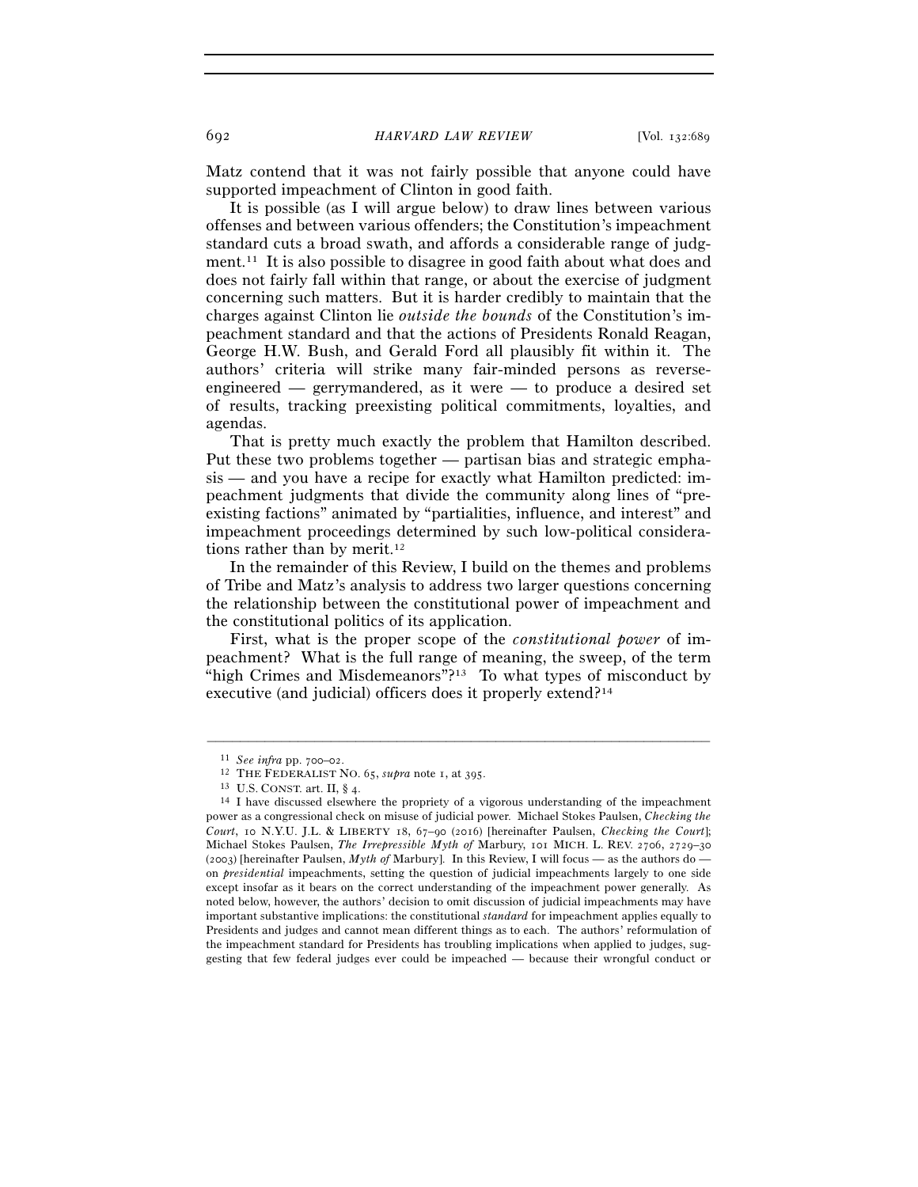Matz contend that it was not fairly possible that anyone could have supported impeachment of Clinton in good faith.

It is possible (as I will argue below) to draw lines between various offenses and between various offenders; the Constitution's impeachment standard cuts a broad swath, and affords a considerable range of judgment.[11] It is also possible to disagree in good faith about what does and does not fairly fall within that range, or about the exercise of judgment concerning such matters. But it is harder credibly to maintain that the charges against Clinton lie *outside the bounds* of the Constitution's impeachment standard and that the actions of Presidents Ronald Reagan, George H.W. Bush, and Gerald Ford all plausibly fit within it. The authors' criteria will strike many fair-minded persons as reverse-engineered — gerrymandered, as it were — to produce a desired set of results, tracking preexisting political commitments, loyalties, and agendas.

That is pretty much exactly the problem that Hamilton described. Put these two problems together — partisan bias and strategic emphasis — and you have a recipe for exactly what Hamilton predicted: impeachment judgments that divide the community along lines of "pre-existing factions" animated by "partialities, influence, and interest" and impeachment proceedings determined by such low-political considerations rather than by merit.[12]

In the remainder of this Review, I build on the themes and problems of Tribe and Matz's analysis to address two larger questions concerning the relationship between the constitutional power of impeachment and the constitutional politics of its application.

First, what is the proper scope of the *constitutional power* of impeachment? What is the full range of meaning, the sweep, of the term "high Crimes and Misdemeanors"?[13] To what types of misconduct by executive (and judicial) officers does it properly extend?[14]

---

[11] *See infra* pp. 700–02.

[12] THE FEDERALIST NO. 65, *supra* note 1, at 395.

[13] U.S. CONST. art. II, § 4.

[14] I have discussed elsewhere the propriety of a vigorous understanding of the impeachment power as a congressional check on misuse of judicial power. Michael Stokes Paulsen, *Checking the Court*, 10 N.Y.U. J.L. & LIBERTY 18, 67–90 (2016) [hereinafter Paulsen, *Checking the Court*]; Michael Stokes Paulsen, *The Irrepressible Myth of* Marbury, 101 MICH. L. REV. 2706, 2729–30 (2003) [hereinafter Paulsen, *Myth of* Marbury]. In this Review, I will focus — as the authors do — on *presidential* impeachments, setting the question of judicial impeachments largely to one side except insofar as it bears on the correct understanding of the impeachment power generally. As noted below, however, the authors' decision to omit discussion of judicial impeachments may have important substantive implications: the constitutional *standard* for impeachment applies equally to Presidents and judges and cannot mean different things as to each. The authors' reformulation of the impeachment standard for Presidents has troubling implications when applied to judges, suggesting that few federal judges ever could be impeached — because their wrongful conduct or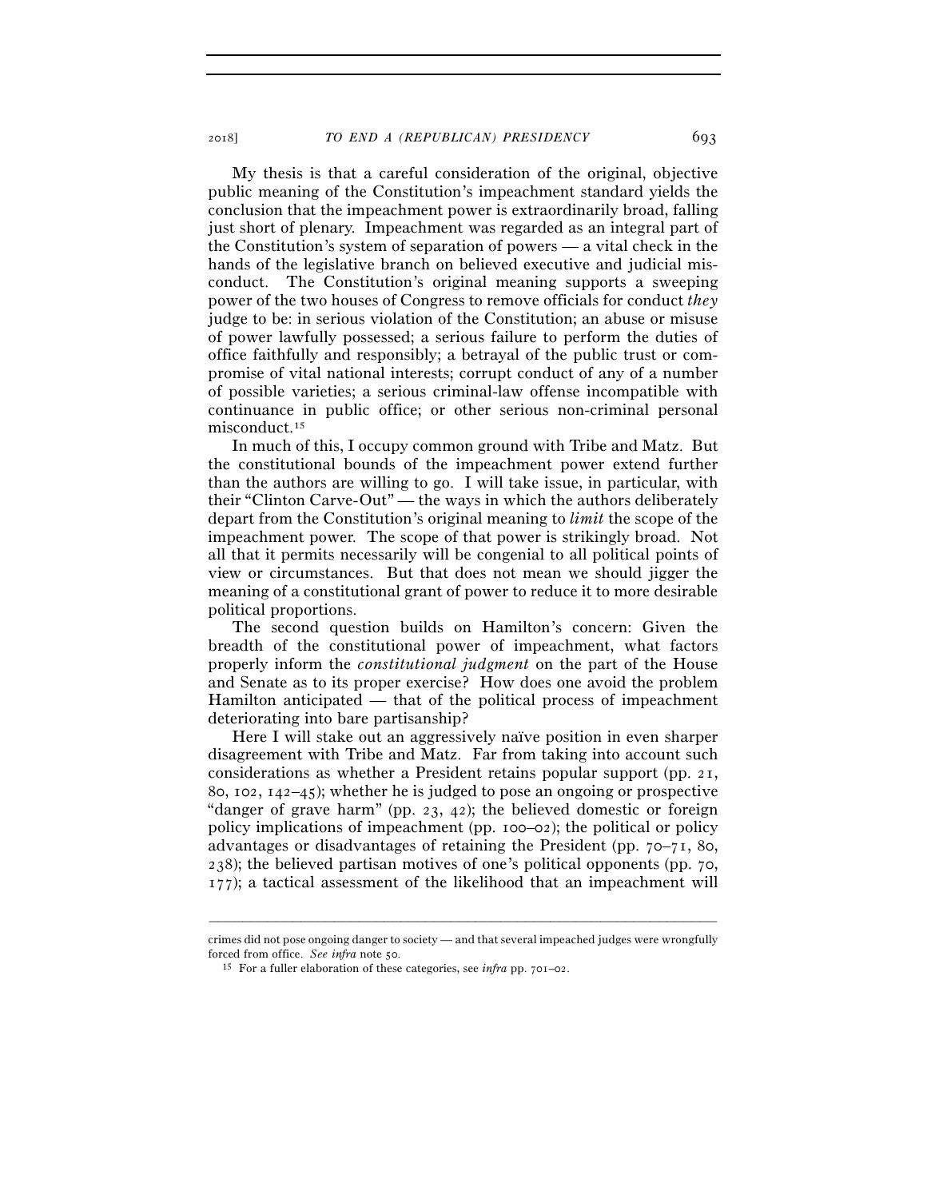My thesis is that a careful consideration of the original, objective public meaning of the Constitution's impeachment standard yields the conclusion that the impeachment power is extraordinarily broad, falling just short of plenary. Impeachment was regarded as an integral part of the Constitution's system of separation of powers — a vital check in the hands of the legislative branch on believed executive and judicial misconduct. The Constitution's original meaning supports a sweeping power of the two houses of Congress to remove officials for conduct *they* judge to be: in serious violation of the Constitution; an abuse or misuse of power lawfully possessed; a serious failure to perform the duties of office faithfully and responsibly; a betrayal of the public trust or compromise of vital national interests; corrupt conduct of any of a number of possible varieties; a serious criminal-law offense incompatible with continuance in public office; or other serious non-criminal personal misconduct.[15]

In much of this, I occupy common ground with Tribe and Matz. But the constitutional bounds of the impeachment power extend further than the authors are willing to go. I will take issue, in particular, with their "Clinton Carve-Out" — the ways in which the authors deliberately depart from the Constitution's original meaning to *limit* the scope of the impeachment power. The scope of that power is strikingly broad. Not all that it permits necessarily will be congenial to all political points of view or circumstances. But that does not mean we should jigger the meaning of a constitutional grant of power to reduce it to more desirable political proportions.

The second question builds on Hamilton's concern: Given the breadth of the constitutional power of impeachment, what factors properly inform the *constitutional judgment* on the part of the House and Senate as to its proper exercise? How does one avoid the problem Hamilton anticipated — that of the political process of impeachment deteriorating into bare partisanship?

Here I will stake out an aggressively naïve position in even sharper disagreement with Tribe and Matz. Far from taking into account such considerations as whether a President retains popular support (pp. 21, 80, 102, 142–45); whether he is judged to pose an ongoing or prospective "danger of grave harm" (pp. 23, 42); the believed domestic or foreign policy implications of impeachment (pp. 100–02); the political or policy advantages or disadvantages of retaining the President (pp. 70–71, 80, 238); the believed partisan motives of one's political opponents (pp. 70, 177); a tactical assessment of the likelihood that an impeachment will

---

crimes did not pose ongoing danger to society — and that several impeached judges were wrongfully forced from office. *See infra* note 50.

[15] For a fuller elaboration of these categories, see *infra* pp. 701–02.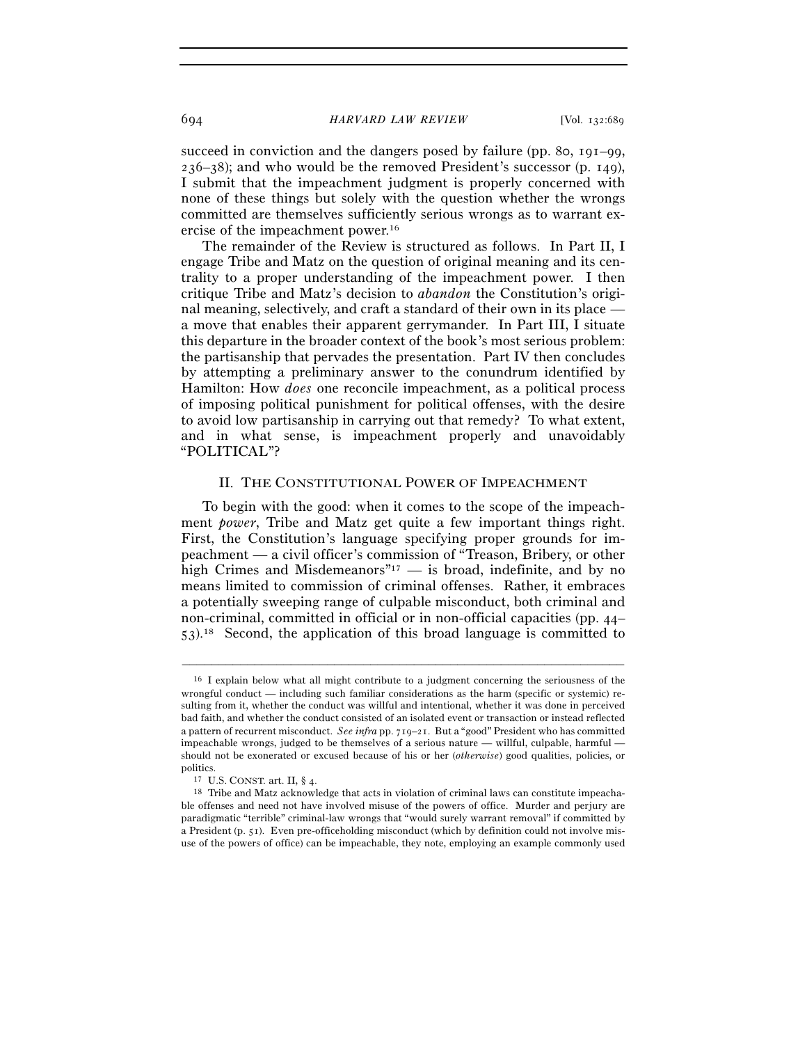succeed in conviction and the dangers posed by failure (pp. 80, 191–99, 236–38); and who would be the removed President's successor (p. 149), I submit that the impeachment judgment is properly concerned with none of these things but solely with the question whether the wrongs committed are themselves sufficiently serious wrongs as to warrant exercise of the impeachment power.[16]

The remainder of the Review is structured as follows. In Part II, I engage Tribe and Matz on the question of original meaning and its centrality to a proper understanding of the impeachment power. I then critique Tribe and Matz's decision to *abandon* the Constitution's original meaning, selectively, and craft a standard of their own in its place — a move that enables their apparent gerrymander. In Part III, I situate this departure in the broader context of the book's most serious problem: the partisanship that pervades the presentation. Part IV then concludes by attempting a preliminary answer to the conundrum identified by Hamilton: How *does* one reconcile impeachment, as a political process of imposing political punishment for political offenses, with the desire to avoid low partisanship in carrying out that remedy? To what extent, and in what sense, is impeachment properly and unavoidably "POLITICAL"?

## II. The Constitutional Power of Impeachment

To begin with the good: when it comes to the scope of the impeachment *power*, Tribe and Matz get quite a few important things right. First, the Constitution's language specifying proper grounds for impeachment — a civil officer's commission of "Treason, Bribery, or other high Crimes and Misdemeanors"[17] — is broad, indefinite, and by no means limited to commission of criminal offenses. Rather, it embraces a potentially sweeping range of culpable misconduct, both criminal and non-criminal, committed in official or in non-official capacities (pp. 44–53).[18] Second, the application of this broad language is committed to

---

[16] I explain below what all might contribute to a judgment concerning the seriousness of the wrongful conduct — including such familiar considerations as the harm (specific or systemic) resulting from it, whether the conduct was willful and intentional, whether it was done in perceived bad faith, and whether the conduct consisted of an isolated event or transaction or instead reflected a pattern of recurrent misconduct. *See infra* pp. 719–21. But a "good" President who has committed impeachable wrongs, judged to be themselves of a serious nature — willful, culpable, harmful — should not be exonerated or excused because of his or her (*otherwise*) good qualities, policies, or politics.

[17] U.S. CONST. art. II, § 4.

[18] Tribe and Matz acknowledge that acts in violation of criminal laws can constitute impeachable offenses and need not have involved misuse of the powers of office. Murder and perjury are paradigmatic "terrible" criminal-law wrongs that "would surely warrant removal" if committed by a President (p. 51). Even pre-officeholding misconduct (which by definition could not involve misuse of the powers of office) can be impeachable, they note, employing an example commonly used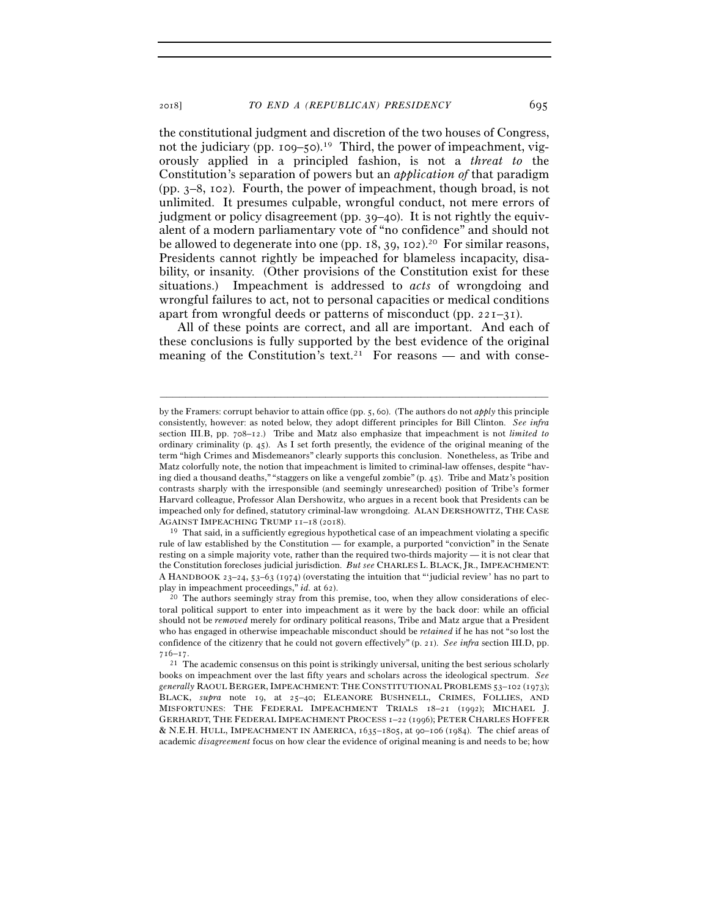the constitutional judgment and discretion of the two houses of Congress, not the judiciary (pp. 109–50).[19] Third, the power of impeachment, vigorously applied in a principled fashion, is not a *threat to* the Constitution's separation of powers but an *application of* that paradigm (pp. 3–8, 102). Fourth, the power of impeachment, though broad, is not unlimited. It presumes culpable, wrongful conduct, not mere errors of judgment or policy disagreement (pp. 39–40). It is not rightly the equivalent of a modern parliamentary vote of "no confidence" and should not be allowed to degenerate into one (pp. 18, 39, 102).[20] For similar reasons, Presidents cannot rightly be impeached for blameless incapacity, disability, or insanity. (Other provisions of the Constitution exist for these situations.) Impeachment is addressed to *acts* of wrongdoing and wrongful failures to act, not to personal capacities or medical conditions apart from wrongful deeds or patterns of misconduct (pp. 221–31).

All of these points are correct, and all are important. And each of these conclusions is fully supported by the best evidence of the original meaning of the Constitution's text.[21] For reasons — and with conse-

---

by the Framers: corrupt behavior to attain office (pp. 5, 60). (The authors do not *apply* this principle consistently, however: as noted below, they adopt different principles for Bill Clinton. *See infra* section III.B, pp. 708–12.) Tribe and Matz also emphasize that impeachment is not *limited to* ordinary criminality (p. 45). As I set forth presently, the evidence of the original meaning of the term "high Crimes and Misdemeanors" clearly supports this conclusion. Nonetheless, as Tribe and Matz colorfully note, the notion that impeachment is limited to criminal-law offenses, despite "having died a thousand deaths," "staggers on like a vengeful zombie" (p. 45). Tribe and Matz's position contrasts sharply with the irresponsible (and seemingly unresearched) position of Tribe's former Harvard colleague, Professor Alan Dershowitz, who argues in a recent book that Presidents can be impeached only for defined, statutory criminal-law wrongdoing. ALAN DERSHOWITZ, THE CASE AGAINST IMPEACHING TRUMP 11–18 (2018).

[19] That said, in a sufficiently egregious hypothetical case of an impeachment violating a specific rule of law established by the Constitution — for example, a purported "conviction" in the Senate resting on a simple majority vote, rather than the required two-thirds majority — it is not clear that the Constitution forecloses judicial jurisdiction. *But see* CHARLES L. BLACK, JR., IMPEACHMENT: A HANDBOOK 23–24, 53–63 (1974) (overstating the intuition that "'judicial review' has no part to play in impeachment proceedings," *id.* at 62).

[20] The authors seemingly stray from this premise, too, when they allow considerations of electoral political support to enter into impeachment as it were by the back door: while an official should not be *removed* merely for ordinary political reasons, Tribe and Matz argue that a President who has engaged in otherwise impeachable misconduct should be *retained* if he has not "so lost the confidence of the citizenry that he could not govern effectively" (p. 21). *See infra* section III.D, pp. 716–17.

[21] The academic consensus on this point is strikingly universal, uniting the best serious scholarly books on impeachment over the last fifty years and scholars across the ideological spectrum. *See generally* RAOUL BERGER, IMPEACHMENT: THE CONSTITUTIONAL PROBLEMS 53–102 (1973); BLACK, *supra* note 19, at 25–40; ELEANORE BUSHNELL, CRIMES, FOLLIES, AND MISFORTUNES: THE FEDERAL IMPEACHMENT TRIALS 18–21 (1992); MICHAEL J. GERHARDT, THE FEDERAL IMPEACHMENT PROCESS 1–22 (1996); PETER CHARLES HOFFER & N.E.H. HULL, IMPEACHMENT IN AMERICA, 1635–1805, at 90–106 (1984). The chief areas of academic *disagreement* focus on how clear the evidence of original meaning is and needs to be; how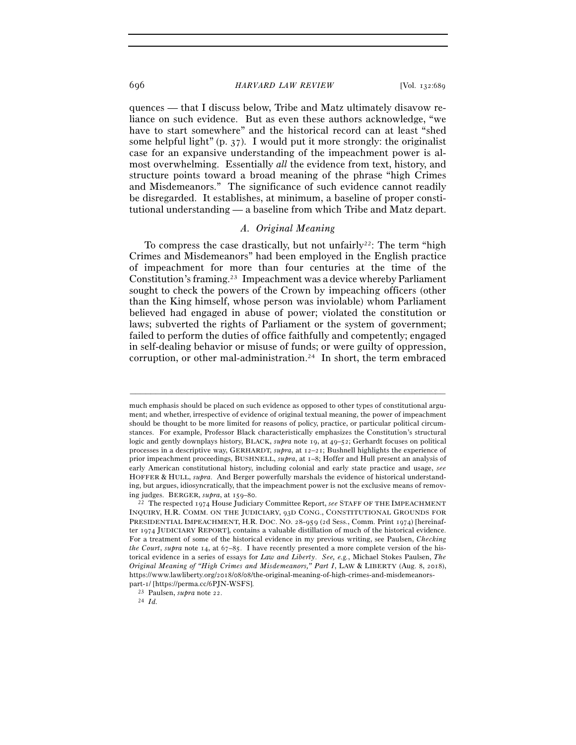quences — that I discuss below, Tribe and Matz ultimately disavow reliance on such evidence. But as even these authors acknowledge, "we have to start somewhere" and the historical record can at least "shed some helpful light" (p. 37). I would put it more strongly: the originalist case for an expansive understanding of the impeachment power is almost overwhelming. Essentially *all* the evidence from text, history, and structure points toward a broad meaning of the phrase "high Crimes and Misdemeanors." The significance of such evidence cannot readily be disregarded. It establishes, at minimum, a baseline of proper constitutional understanding — a baseline from which Tribe and Matz depart.

### A. *Original Meaning*

To compress the case drastically, but not unfairly[22]: The term "high Crimes and Misdemeanors" had been employed in the English practice of impeachment for more than four centuries at the time of the Constitution's framing.[23] Impeachment was a device whereby Parliament sought to check the powers of the Crown by impeaching officers (other than the King himself, whose person was inviolable) whom Parliament believed had engaged in abuse of power; violated the constitution or laws; subverted the rights of Parliament or the system of government; failed to perform the duties of office faithfully and competently; engaged in self-dealing behavior or misuse of funds; or were guilty of oppression, corruption, or other mal-administration.[24] In short, the term embraced

---

much emphasis should be placed on such evidence as opposed to other types of constitutional argument; and whether, irrespective of evidence of original textual meaning, the power of impeachment should be thought to be more limited for reasons of policy, practice, or particular political circumstances. For example, Professor Black characteristically emphasizes the Constitution's structural logic and gently downplays history, BLACK, *supra* note 19, at 49–52; Gerhardt focuses on political processes in a descriptive way, GERHARDT, *supra*, at 12–21; Bushnell highlights the experience of prior impeachment proceedings, BUSHNELL, *supra*, at 1–8; Hoffer and Hull present an analysis of early American constitutional history, including colonial and early state practice and usage, *see* HOFFER & HULL, *supra*. And Berger powerfully marshals the evidence of historical understanding, but argues, idiosyncratically, that the impeachment power is not the exclusive means of removing judges. BERGER, *supra*, at 159–80.

[22] The respected 1974 House Judiciary Committee Report, *see* STAFF OF THE IMPEACHMENT INQUIRY, H.R. COMM. ON THE JUDICIARY, 93D CONG., CONSTITUTIONAL GROUNDS FOR PRESIDENTIAL IMPEACHMENT, H.R. DOC. NO. 28-959 (2d Sess., Comm. Print 1974) [hereinafter 1974 JUDICIARY REPORT], contains a valuable distillation of much of the historical evidence. For a treatment of some of the historical evidence in my previous writing, see Paulsen, *Checking the Court*, *supra* note 14, at 67–85. I have recently presented a more complete version of the historical evidence in a series of essays for *Law and Liberty*. *See, e.g.*, Michael Stokes Paulsen, *The Original Meaning of "High Crimes and Misdemeanors," Part I*, LAW & LIBERTY (Aug. 8, 2018), https://www.lawliberty.org/2018/08/08/the-original-meaning-of-high-crimes-and-misdemeanors-part-1/ [https://perma.cc/6PJN-WSFS].

[23] Paulsen, *supra* note 22.

[24] *Id.*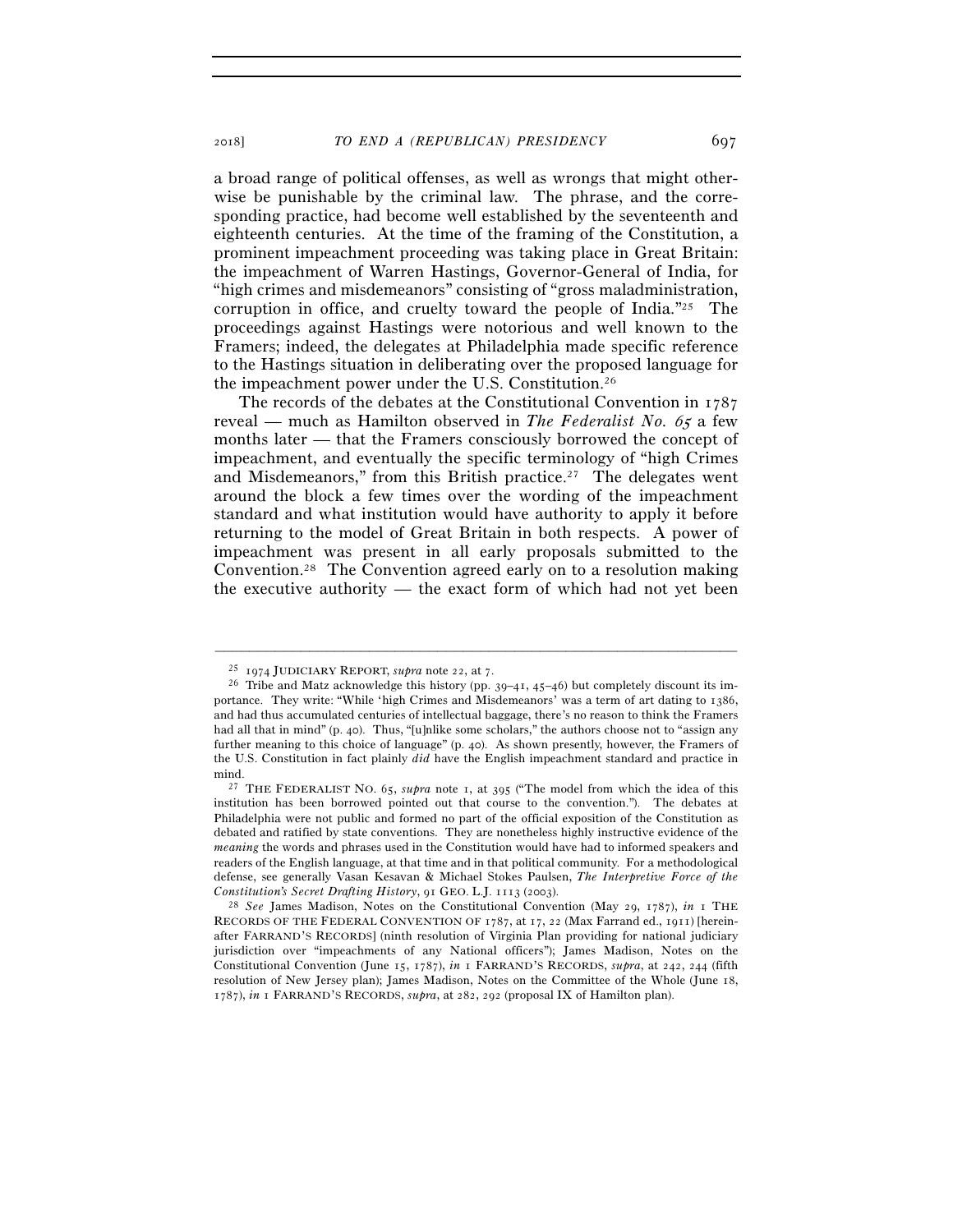a broad range of political offenses, as well as wrongs that might otherwise be punishable by the criminal law. The phrase, and the corresponding practice, had become well established by the seventeenth and eighteenth centuries. At the time of the framing of the Constitution, a prominent impeachment proceeding was taking place in Great Britain: the impeachment of Warren Hastings, Governor-General of India, for "high crimes and misdemeanors" consisting of "gross maladministration, corruption in office, and cruelty toward the people of India."[25] The proceedings against Hastings were notorious and well known to the Framers; indeed, the delegates at Philadelphia made specific reference to the Hastings situation in deliberating over the proposed language for the impeachment power under the U.S. Constitution.[26]

The records of the debates at the Constitutional Convention in 1787 reveal — much as Hamilton observed in *The Federalist No. 65* a few months later — that the Framers consciously borrowed the concept of impeachment, and eventually the specific terminology of "high Crimes and Misdemeanors," from this British practice.[27] The delegates went around the block a few times over the wording of the impeachment standard and what institution would have authority to apply it before returning to the model of Great Britain in both respects. A power of impeachment was present in all early proposals submitted to the Convention.[28] The Convention agreed early on to a resolution making the executive authority — the exact form of which had not yet been

---

[25] 1974 JUDICIARY REPORT, *supra* note 22, at 7.

[26] Tribe and Matz acknowledge this history (pp. 39–41, 45–46) but completely discount its importance. They write: "While 'high Crimes and Misdemeanors' was a term of art dating to 1386, and had thus accumulated centuries of intellectual baggage, there's no reason to think the Framers had all that in mind" (p. 40). Thus, "[u]nlike some scholars," the authors choose not to "assign any further meaning to this choice of language" (p. 40). As shown presently, however, the Framers of the U.S. Constitution in fact plainly *did* have the English impeachment standard and practice in mind.

[27] THE FEDERALIST NO. 65, *supra* note 1, at 395 ("The model from which the idea of this institution has been borrowed pointed out that course to the convention."). The debates at Philadelphia were not public and formed no part of the official exposition of the Constitution as debated and ratified by state conventions. They are nonetheless highly instructive evidence of the *meaning* the words and phrases used in the Constitution would have had to informed speakers and readers of the English language, at that time and in that political community. For a methodological defense, see generally Vasan Kesavan & Michael Stokes Paulsen, *The Interpretive Force of the Constitution's Secret Drafting History*, 91 GEO. L.J. 1113 (2003).

[28] *See* James Madison, Notes on the Constitutional Convention (May 29, 1787), *in* 1 THE RECORDS OF THE FEDERAL CONVENTION OF 1787, at 17, 22 (Max Farrand ed., 1911) [hereinafter FARRAND'S RECORDS] (ninth resolution of Virginia Plan providing for national judiciary jurisdiction over "impeachments of any National officers"); James Madison, Notes on the Constitutional Convention (June 15, 1787), *in* 1 FARRAND'S RECORDS, *supra*, at 242, 244 (fifth resolution of New Jersey plan); James Madison, Notes on the Committee of the Whole (June 18, 1787), *in* 1 FARRAND'S RECORDS, *supra*, at 282, 292 (proposal IX of Hamilton plan).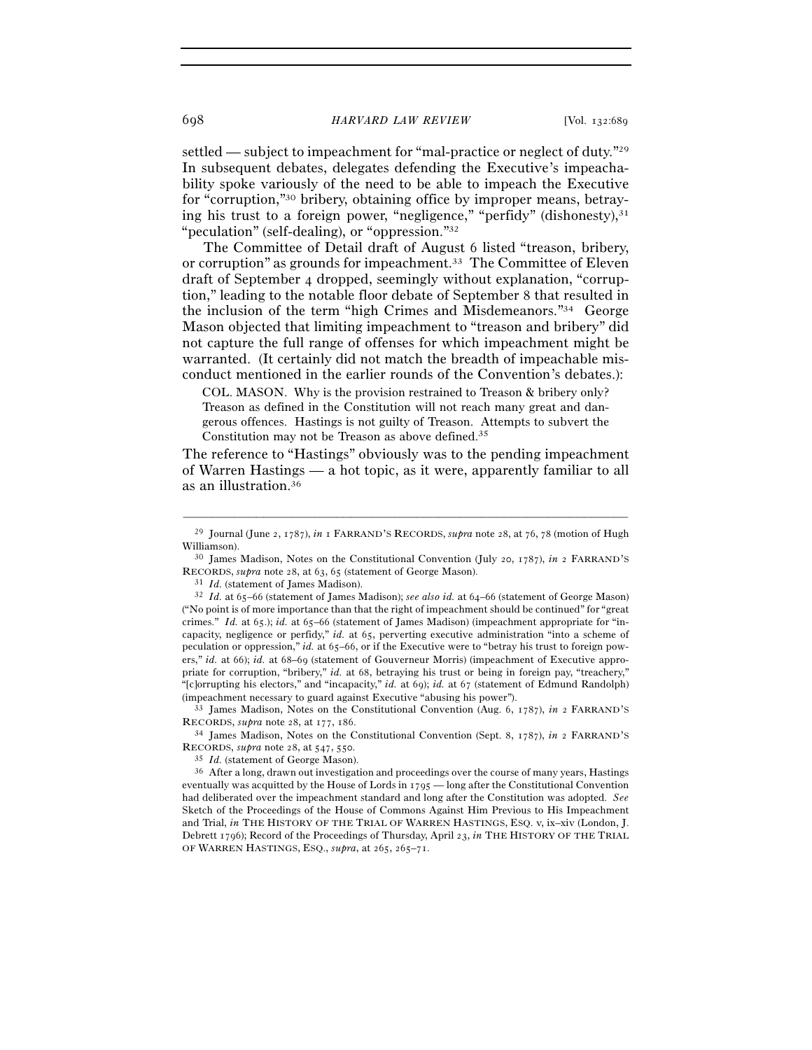settled — subject to impeachment for "mal-practice or neglect of duty."[29] In subsequent debates, delegates defending the Executive's impeachability spoke variously of the need to be able to impeach the Executive for "corruption,"[30] bribery, obtaining office by improper means, betraying his trust to a foreign power, "negligence," "perfidy" (dishonesty),[31] "peculation" (self-dealing), or "oppression."[32]

The Committee of Detail draft of August 6 listed "treason, bribery, or corruption" as grounds for impeachment.[33] The Committee of Eleven draft of September 4 dropped, seemingly without explanation, "corruption," leading to the notable floor debate of September 8 that resulted in the inclusion of the term "high Crimes and Misdemeanors."[34] George Mason objected that limiting impeachment to "treason and bribery" did not capture the full range of offenses for which impeachment might be warranted. (It certainly did not match the breadth of impeachable misconduct mentioned in the earlier rounds of the Convention's debates.):

> COL. MASON. Why is the provision restrained to Treason & bribery only? Treason as defined in the Constitution will not reach many great and dangerous offences. Hastings is not guilty of Treason. Attempts to subvert the Constitution may not be Treason as above defined.[35]

The reference to "Hastings" obviously was to the pending impeachment of Warren Hastings — a hot topic, as it were, apparently familiar to all as an illustration.[36]

---

[29] Journal (June 2, 1787), *in* 1 FARRAND'S RECORDS, *supra* note 28, at 76, 78 (motion of Hugh Williamson).

[30] James Madison, Notes on the Constitutional Convention (July 20, 1787), *in* 2 FARRAND'S RECORDS, *supra* note 28, at 63, 65 (statement of George Mason).

[31] *Id.* (statement of James Madison).

[32] *Id.* at 65–66 (statement of James Madison); *see also id.* at 64–66 (statement of George Mason) ("No point is of more importance than that the right of impeachment should be continued" for "great crimes." *Id.* at 65.); *id.* at 65–66 (statement of James Madison) (impeachment appropriate for "incapacity, negligence or perfidy," *id.* at 65, perverting executive administration "into a scheme of peculation or oppression," *id.* at 65–66, or if the Executive were to "betray his trust to foreign powers," *id.* at 66); *id.* at 68–69 (statement of Gouverneur Morris) (impeachment of Executive appropriate for corruption, "bribery," *id.* at 68, betraying his trust or being in foreign pay, "treachery," "[c]orrupting his electors," and "incapacity," *id.* at 69); *id.* at 67 (statement of Edmund Randolph) (impeachment necessary to guard against Executive "abusing his power").

[33] James Madison, Notes on the Constitutional Convention (Aug. 6, 1787), *in* 2 FARRAND'S RECORDS, *supra* note 28, at 177, 186.

[34] James Madison, Notes on the Constitutional Convention (Sept. 8, 1787), *in* 2 FARRAND'S RECORDS, *supra* note 28, at 547, 550.

[35] *Id.* (statement of George Mason).

[36] After a long, drawn out investigation and proceedings over the course of many years, Hastings eventually was acquitted by the House of Lords in 1795 — long after the Constitutional Convention had deliberated over the impeachment standard and long after the Constitution was adopted. *See* Sketch of the Proceedings of the House of Commons Against Him Previous to His Impeachment and Trial, *in* THE HISTORY OF THE TRIAL OF WARREN HASTINGS, ESQ. v, ix–xiv (London, J. Debrett 1796); Record of the Proceedings of Thursday, April 23, *in* THE HISTORY OF THE TRIAL OF WARREN HASTINGS, ESQ., *supra*, at 265, 265–71.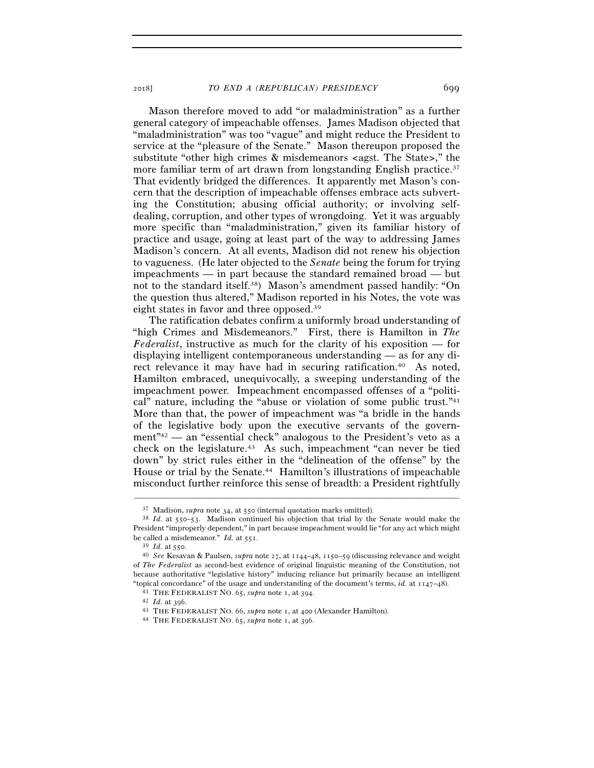Mason therefore moved to add "or maladministration" as a further general category of impeachable offenses. James Madison objected that "maladministration" was too "vague" and might reduce the President to service at the "pleasure of the Senate." Mason thereupon proposed the substitute "other high crimes & misdemeanors <agst. The State>," the more familiar term of art drawn from longstanding English practice.[37] That evidently bridged the differences. It apparently met Mason's concern that the description of impeachable offenses embrace acts subverting the Constitution; abusing official authority; or involving self-dealing, corruption, and other types of wrongdoing. Yet it was arguably more specific than "maladministration," given its familiar history of practice and usage, going at least part of the way to addressing James Madison's concern. At all events, Madison did not renew his objection to vagueness. (He later objected to the *Senate* being the forum for trying impeachments — in part because the standard remained broad — but not to the standard itself.[38]) Mason's amendment passed handily: "On the question thus altered," Madison reported in his Notes, the vote was eight states in favor and three opposed.[39]

The ratification debates confirm a uniformly broad understanding of "high Crimes and Misdemeanors." First, there is Hamilton in *The Federalist*, instructive as much for the clarity of his exposition — for displaying intelligent contemporaneous understanding — as for any direct relevance it may have had in securing ratification.[40] As noted, Hamilton embraced, unequivocally, a sweeping understanding of the impeachment power. Impeachment encompassed offenses of a "political" nature, including the "abuse or violation of some public trust."[41] More than that, the power of impeachment was "a bridle in the hands of the legislative body upon the executive servants of the government"[42] — an "essential check" analogous to the President's veto as a check on the legislature.[43] As such, impeachment "can never be tied down" by strict rules either in the "delineation of the offense" by the House or trial by the Senate.[44] Hamilton's illustrations of impeachable misconduct further reinforce this sense of breadth: a President rightfully

---

[37] Madison, *supra* note 34, at 550 (internal quotation marks omitted).

[38] *Id.* at 550–53. Madison continued his objection that trial by the Senate would make the President "improperly dependent," in part because impeachment would lie "for any act which might be called a misdemeanor." *Id.* at 551.

[39] *Id.* at 550.

[40] *See* Kesavan & Paulsen, *supra* note 27, at 1144–48, 1150–59 (discussing relevance and weight of *The Federalist* as second-best evidence of original linguistic meaning of the Constitution, not because authoritative "legislative history" inducing reliance but primarily because an intelligent "topical concordance" of the usage and understanding of the document's terms, *id.* at 1147–48).

[41] THE FEDERALIST NO. 65, *supra* note 1, at 394.

[42] *Id.* at 396.

[43] THE FEDERALIST NO. 66, *supra* note 1, at 400 (Alexander Hamilton).

[44] THE FEDERALIST NO. 65, *supra* note 1, at 396.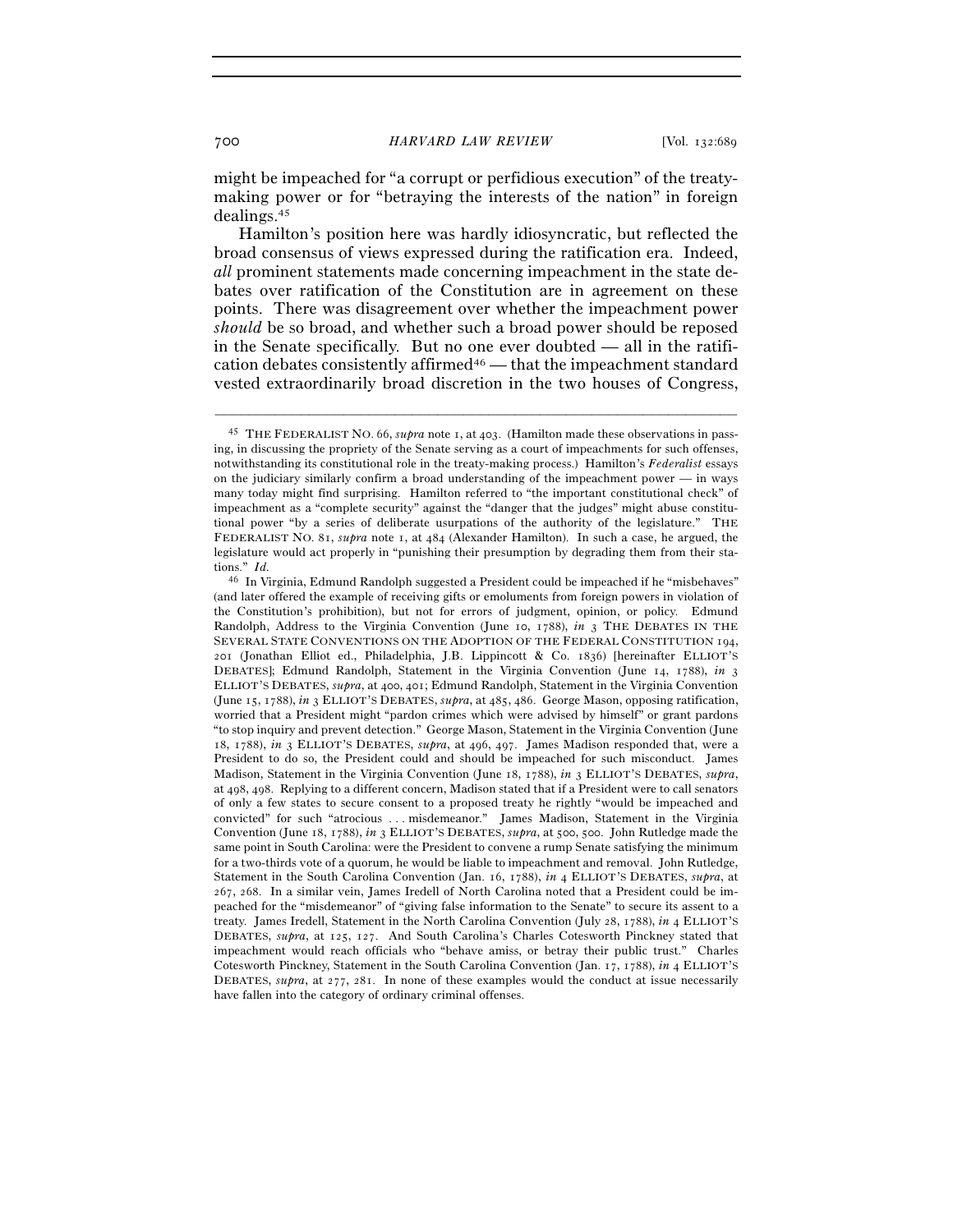might be impeached for "a corrupt or perfidious execution" of the treaty-making power or for "betraying the interests of the nation" in foreign dealings.[45]

Hamilton's position here was hardly idiosyncratic, but reflected the broad consensus of views expressed during the ratification era. Indeed, *all* prominent statements made concerning impeachment in the state debates over ratification of the Constitution are in agreement on these points. There was disagreement over whether the impeachment power *should* be so broad, and whether such a broad power should be reposed in the Senate specifically. But no one ever doubted — all in the ratification debates consistently affirmed[46] — that the impeachment standard vested extraordinarily broad discretion in the two houses of Congress,

---

[45] THE FEDERALIST NO. 66, *supra* note 1, at 403. (Hamilton made these observations in passing, in discussing the propriety of the Senate serving as a court of impeachments for such offenses, notwithstanding its constitutional role in the treaty-making process.) Hamilton's *Federalist* essays on the judiciary similarly confirm a broad understanding of the impeachment power — in ways many today might find surprising. Hamilton referred to "the important constitutional check" of impeachment as a "complete security" against the "danger that the judges" might abuse constitutional power "by a series of deliberate usurpations of the authority of the legislature." THE FEDERALIST NO. 81, *supra* note 1, at 484 (Alexander Hamilton). In such a case, he argued, the legislature would act properly in "punishing their presumption by degrading them from their stations." *Id.*

[46] In Virginia, Edmund Randolph suggested a President could be impeached if he "misbehaves" (and later offered the example of receiving gifts or emoluments from foreign powers in violation of the Constitution's prohibition), but not for errors of judgment, opinion, or policy. Edmund Randolph, Address to the Virginia Convention (June 10, 1788), *in* 3 THE DEBATES IN THE SEVERAL STATE CONVENTIONS ON THE ADOPTION OF THE FEDERAL CONSTITUTION 194, 201 (Jonathan Elliot ed., Philadelphia, J.B. Lippincott & Co. 1836) [hereinafter ELLIOT'S DEBATES]; Edmund Randolph, Statement in the Virginia Convention (June 14, 1788), *in* 3 ELLIOT'S DEBATES, *supra*, at 400, 401; Edmund Randolph, Statement in the Virginia Convention (June 15, 1788), *in* 3 ELLIOT'S DEBATES, *supra*, at 485, 486. George Mason, opposing ratification, worried that a President might "pardon crimes which were advised by himself" or grant pardons "to stop inquiry and prevent detection." George Mason, Statement in the Virginia Convention (June 18, 1788), *in* 3 ELLIOT'S DEBATES, *supra*, at 496, 497. James Madison responded that, were a President to do so, the President could and should be impeached for such misconduct. James Madison, Statement in the Virginia Convention (June 18, 1788), *in* 3 ELLIOT'S DEBATES, *supra*, at 498, 498. Replying to a different concern, Madison stated that if a President were to call senators of only a few states to secure consent to a proposed treaty he rightly "would be impeached and convicted" for such "atrocious . . . misdemeanor." James Madison, Statement in the Virginia Convention (June 18, 1788), *in* 3 ELLIOT'S DEBATES, *supra*, at 500, 500. John Rutledge made the same point in South Carolina: were the President to convene a rump Senate satisfying the minimum for a two-thirds vote of a quorum, he would be liable to impeachment and removal. John Rutledge, Statement in the South Carolina Convention (Jan. 16, 1788), *in* 4 ELLIOT'S DEBATES, *supra*, at 267, 268. In a similar vein, James Iredell of North Carolina noted that a President could be impeached for the "misdemeanor" of "giving false information to the Senate" to secure its assent to a treaty. James Iredell, Statement in the North Carolina Convention (July 28, 1788), *in* 4 ELLIOT'S DEBATES, *supra*, at 125, 127. And South Carolina's Charles Cotesworth Pinckney stated that impeachment would reach officials who "behave amiss, or betray their public trust." Charles Cotesworth Pinckney, Statement in the South Carolina Convention (Jan. 17, 1788), *in* 4 ELLIOT'S DEBATES, *supra*, at 277, 281. In none of these examples would the conduct at issue necessarily have fallen into the category of ordinary criminal offenses.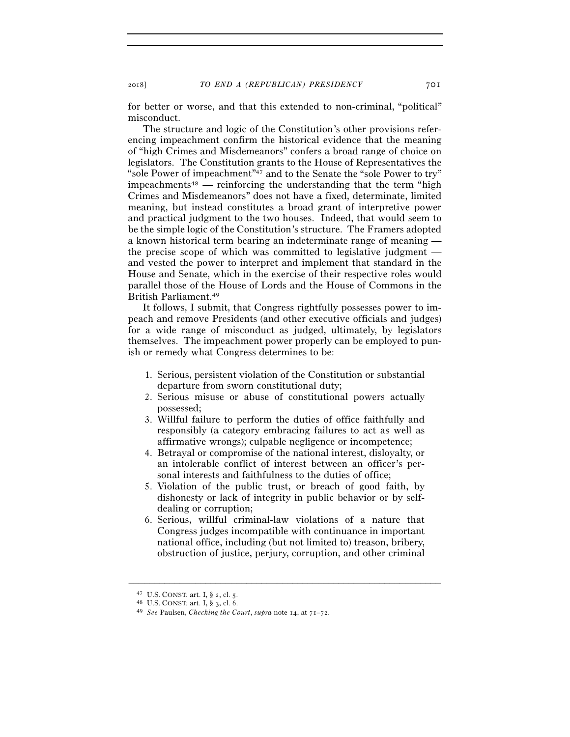for better or worse, and that this extended to non-criminal, "political" misconduct.

The structure and logic of the Constitution's other provisions referencing impeachment confirm the historical evidence that the meaning of "high Crimes and Misdemeanors" confers a broad range of choice on legislators. The Constitution grants to the House of Representatives the "sole Power of impeachment"[47] and to the Senate the "sole Power to try" impeachments[48] — reinforcing the understanding that the term "high Crimes and Misdemeanors" does not have a fixed, determinate, limited meaning, but instead constitutes a broad grant of interpretive power and practical judgment to the two houses. Indeed, that would seem to be the simple logic of the Constitution's structure. The Framers adopted a known historical term bearing an indeterminate range of meaning — the precise scope of which was committed to legislative judgment — and vested the power to interpret and implement that standard in the House and Senate, which in the exercise of their respective roles would parallel those of the House of Lords and the House of Commons in the British Parliament.[49]

It follows, I submit, that Congress rightfully possesses power to impeach and remove Presidents (and other executive officials and judges) for a wide range of misconduct as judged, ultimately, by legislators themselves. The impeachment power properly can be employed to punish or remedy what Congress determines to be:

1. Serious, persistent violation of the Constitution or substantial departure from sworn constitutional duty;
2. Serious misuse or abuse of constitutional powers actually possessed;
3. Willful failure to perform the duties of office faithfully and responsibly (a category embracing failures to act as well as affirmative wrongs); culpable negligence or incompetence;
4. Betrayal or compromise of the national interest, disloyalty, or an intolerable conflict of interest between an officer's personal interests and faithfulness to the duties of office;
5. Violation of the public trust, or breach of good faith, by dishonesty or lack of integrity in public behavior or by self-dealing or corruption;
6. Serious, willful criminal-law violations of a nature that Congress judges incompatible with continuance in important national office, including (but not limited to) treason, bribery, obstruction of justice, perjury, corruption, and other criminal

---

[47] U.S. CONST. art. I, § 2, cl. 5.

[48] U.S. CONST. art. I, § 3, cl. 6.

[49] *See* Paulsen, *Checking the Court*, *supra* note 14, at 71–72.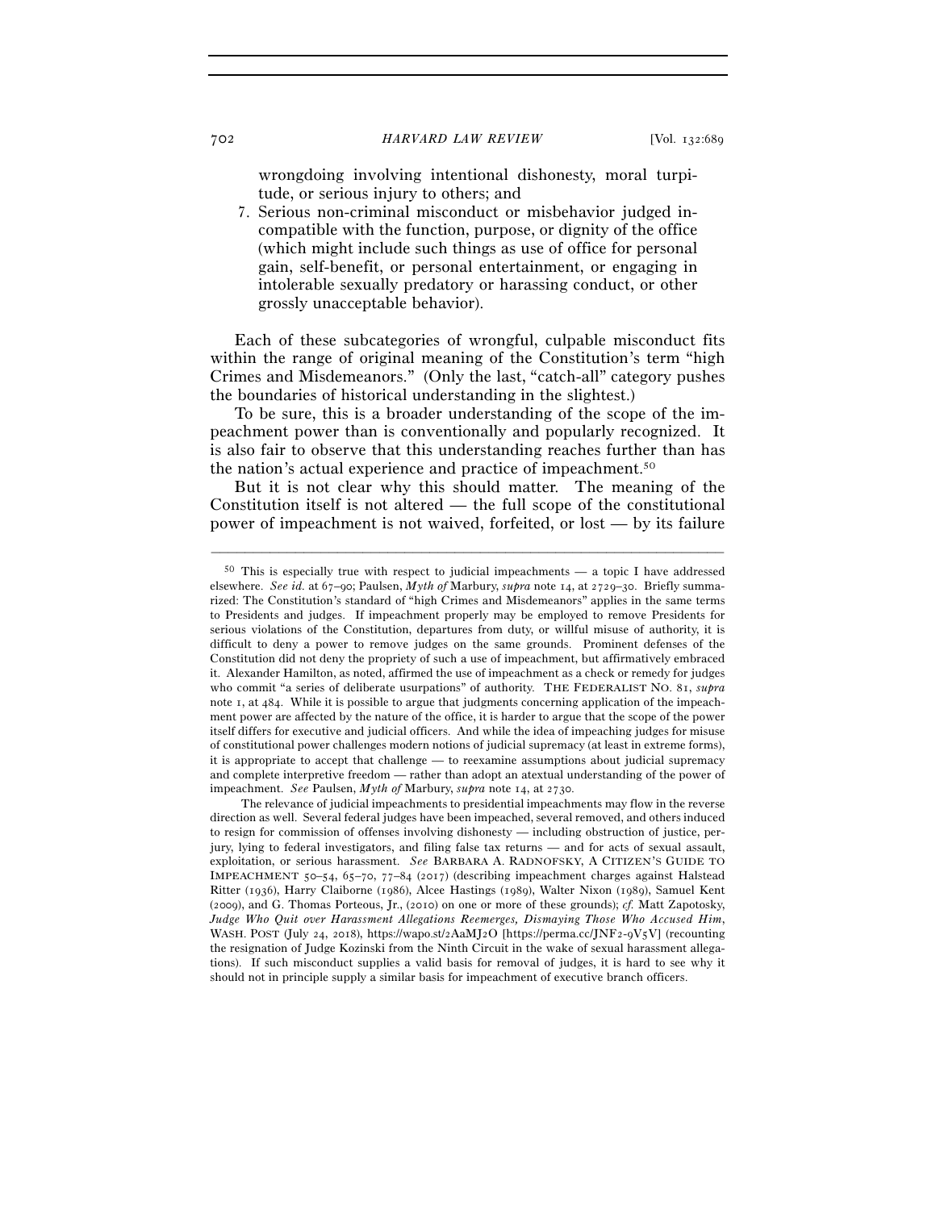wrongdoing involving intentional dishonesty, moral turpitude, or serious injury to others; and

7. Serious non-criminal misconduct or misbehavior judged incompatible with the function, purpose, or dignity of the office (which might include such things as use of office for personal gain, self-benefit, or personal entertainment, or engaging in intolerable sexually predatory or harassing conduct, or other grossly unacceptable behavior).

Each of these subcategories of wrongful, culpable misconduct fits within the range of original meaning of the Constitution's term "high Crimes and Misdemeanors." (Only the last, "catch-all" category pushes the boundaries of historical understanding in the slightest.)

To be sure, this is a broader understanding of the scope of the impeachment power than is conventionally and popularly recognized. It is also fair to observe that this understanding reaches further than has the nation's actual experience and practice of impeachment.[50]

But it is not clear why this should matter. The meaning of the Constitution itself is not altered — the full scope of the constitutional power of impeachment is not waived, forfeited, or lost — by its failure

---

[50] This is especially true with respect to judicial impeachments — a topic I have addressed elsewhere. *See id.* at 67–90; Paulsen, *Myth of* Marbury, *supra* note 14, at 2729–30. Briefly summarized: The Constitution's standard of "high Crimes and Misdemeanors" applies in the same terms to Presidents and judges. If impeachment properly may be employed to remove Presidents for serious violations of the Constitution, departures from duty, or willful misuse of authority, it is difficult to deny a power to remove judges on the same grounds. Prominent defenses of the Constitution did not deny the propriety of such a use of impeachment, but affirmatively embraced it. Alexander Hamilton, as noted, affirmed the use of impeachment as a check or remedy for judges who commit "a series of deliberate usurpations" of authority. THE FEDERALIST NO. 81, *supra* note 1, at 484. While it is possible to argue that judgments concerning application of the impeachment power are affected by the nature of the office, it is harder to argue that the scope of the power itself differs for executive and judicial officers. And while the idea of impeaching judges for misuse of constitutional power challenges modern notions of judicial supremacy (at least in extreme forms), it is appropriate to accept that challenge — to reexamine assumptions about judicial supremacy and complete interpretive freedom — rather than adopt an atextual understanding of the power of impeachment. *See* Paulsen, *Myth of* Marbury, *supra* note 14, at 2730.

The relevance of judicial impeachments to presidential impeachments may flow in the reverse direction as well. Several federal judges have been impeached, several removed, and others induced to resign for commission of offenses involving dishonesty — including obstruction of justice, perjury, lying to federal investigators, and filing false tax returns — and for acts of sexual assault, exploitation, or serious harassment. *See* BARBARA A. RADNOFSKY, A CITIZEN'S GUIDE TO IMPEACHMENT 50–54, 65–70, 77–84 (2017) (describing impeachment charges against Halstead Ritter (1936), Harry Claiborne (1986), Alcee Hastings (1989), Walter Nixon (1989), Samuel Kent (2009), and G. Thomas Porteous, Jr., (2010) on one or more of these grounds); *cf.* Matt Zapotosky, *Judge Who Quit over Harassment Allegations Reemerges, Dismaying Those Who Accused Him*, WASH. POST (July 24, 2018), https://wapo.st/2AaMJ2O [https://perma.cc/JNF2-9V5V] (recounting the resignation of Judge Kozinski from the Ninth Circuit in the wake of sexual harassment allegations). If such misconduct supplies a valid basis for removal of judges, it is hard to see why it should not in principle supply a similar basis for impeachment of executive branch officers.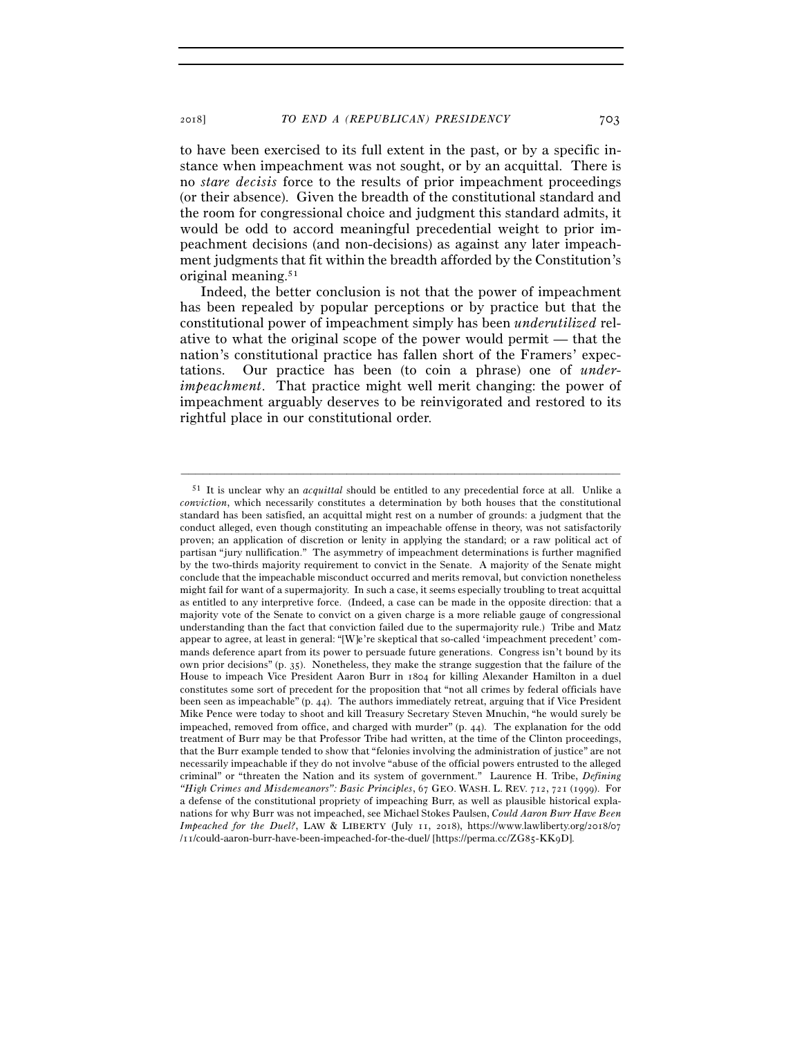to have been exercised to its full extent in the past, or by a specific instance when impeachment was not sought, or by an acquittal. There is no *stare decisis* force to the results of prior impeachment proceedings (or their absence). Given the breadth of the constitutional standard and the room for congressional choice and judgment this standard admits, it would be odd to accord meaningful precedential weight to prior impeachment decisions (and non-decisions) as against any later impeachment judgments that fit within the breadth afforded by the Constitution's original meaning.[51]

Indeed, the better conclusion is not that the power of impeachment has been repealed by popular perceptions or by practice but that the constitutional power of impeachment simply has been *underutilized* relative to what the original scope of the power would permit — that the nation's constitutional practice has fallen short of the Framers' expectations. Our practice has been (to coin a phrase) one of *under-impeachment*. That practice might well merit changing: the power of impeachment arguably deserves to be reinvigorated and restored to its rightful place in our constitutional order.

---

[51] It is unclear why an *acquittal* should be entitled to any precedential force at all. Unlike a *conviction*, which necessarily constitutes a determination by both houses that the constitutional standard has been satisfied, an acquittal might rest on a number of grounds: a judgment that the conduct alleged, even though constituting an impeachable offense in theory, was not satisfactorily proven; an application of discretion or lenity in applying the standard; or a raw political act of partisan "jury nullification." The asymmetry of impeachment determinations is further magnified by the two-thirds majority requirement to convict in the Senate. A majority of the Senate might conclude that the impeachable misconduct occurred and merits removal, but conviction nonetheless might fail for want of a supermajority. In such a case, it seems especially troubling to treat acquittal as entitled to any interpretive force. (Indeed, a case can be made in the opposite direction: that a majority vote of the Senate to convict on a given charge is a more reliable gauge of congressional understanding than the fact that conviction failed due to the supermajority rule.) Tribe and Matz appear to agree, at least in general: "[W]e're skeptical that so-called 'impeachment precedent' commands deference apart from its power to persuade future generations. Congress isn't bound by its own prior decisions" (p. 35). Nonetheless, they make the strange suggestion that the failure of the House to impeach Vice President Aaron Burr in 1804 for killing Alexander Hamilton in a duel constitutes some sort of precedent for the proposition that "not all crimes by federal officials have been seen as impeachable" (p. 44). The authors immediately retreat, arguing that if Vice President Mike Pence were today to shoot and kill Treasury Secretary Steven Mnuchin, "he would surely be impeached, removed from office, and charged with murder" (p. 44). The explanation for the odd treatment of Burr may be that Professor Tribe had written, at the time of the Clinton proceedings, that the Burr example tended to show that "felonies involving the administration of justice" are not necessarily impeachable if they do not involve "abuse of the official powers entrusted to the alleged criminal" or "threaten the Nation and its system of government." Laurence H. Tribe, *Defining "High Crimes and Misdemeanors": Basic Principles*, 67 GEO. WASH. L. REV. 712, 721 (1999). For a defense of the constitutional propriety of impeaching Burr, as well as plausible historical explanations for why Burr was not impeached, see Michael Stokes Paulsen, *Could Aaron Burr Have Been Impeached for the Duel?*, LAW & LIBERTY (July 11, 2018), https://www.lawliberty.org/2018/07/11/could-aaron-burr-have-been-impeached-for-the-duel/ [https://perma.cc/ZG85-KK9D].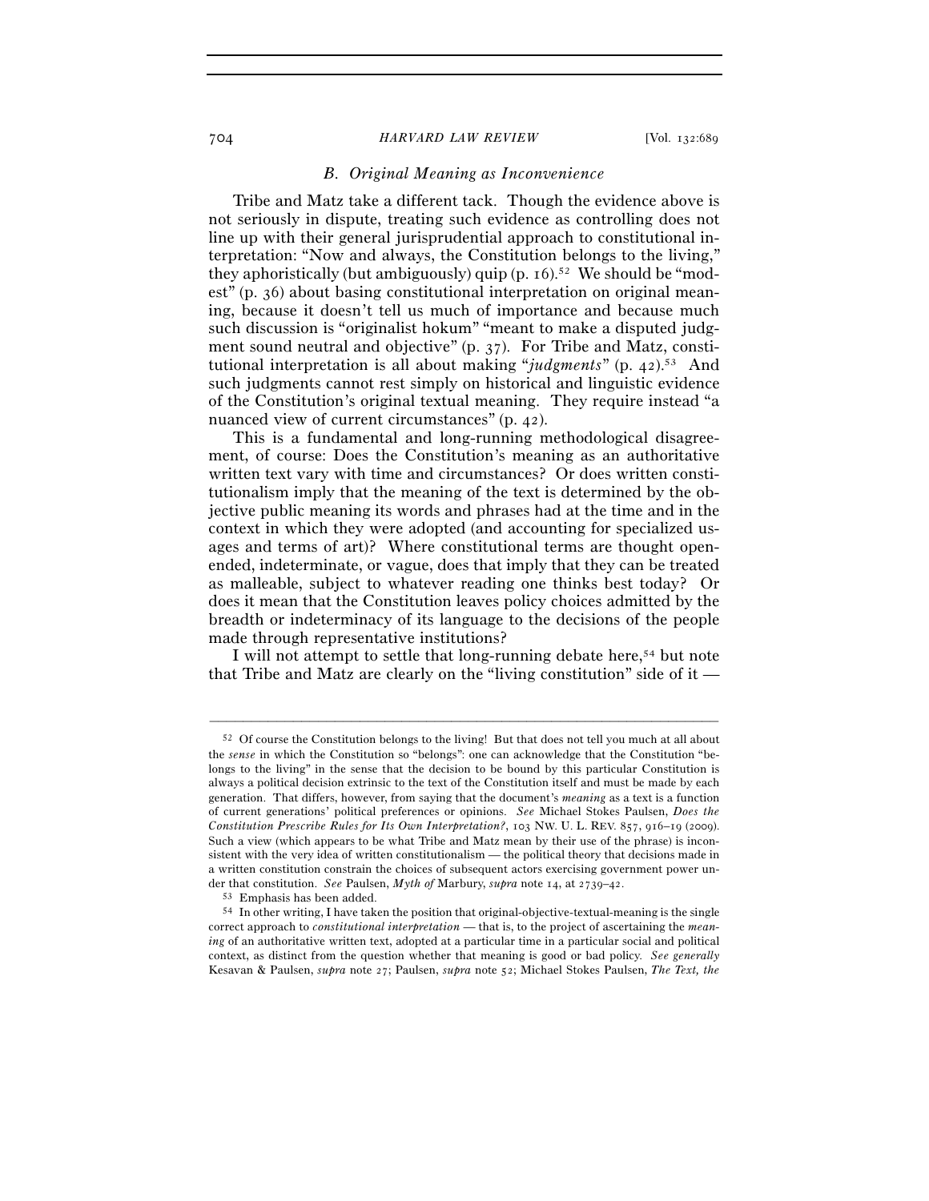### B. *Original Meaning as Inconvenience*

Tribe and Matz take a different tack. Though the evidence above is not seriously in dispute, treating such evidence as controlling does not line up with their general jurisprudential approach to constitutional interpretation: "Now and always, the Constitution belongs to the living," they aphoristically (but ambiguously) quip (p. 16).[52] We should be "modest" (p. 36) about basing constitutional interpretation on original meaning, because it doesn't tell us much of importance and because much such discussion is "originalist hokum" "meant to make a disputed judgment sound neutral and objective" (p. 37). For Tribe and Matz, constitutional interpretation is all about making "*judgments*" (p. 42).[53] And such judgments cannot rest simply on historical and linguistic evidence of the Constitution's original textual meaning. They require instead "a nuanced view of current circumstances" (p. 42).

This is a fundamental and long-running methodological disagreement, of course: Does the Constitution's meaning as an authoritative written text vary with time and circumstances? Or does written constitutionalism imply that the meaning of the text is determined by the objective public meaning its words and phrases had at the time and in the context in which they were adopted (and accounting for specialized usages and terms of art)? Where constitutional terms are thought open-ended, indeterminate, or vague, does that imply that they can be treated as malleable, subject to whatever reading one thinks best today? Or does it mean that the Constitution leaves policy choices admitted by the breadth or indeterminacy of its language to the decisions of the people made through representative institutions?

I will not attempt to settle that long-running debate here,[54] but note that Tribe and Matz are clearly on the "living constitution" side of it —

---

[52] Of course the Constitution belongs to the living! But that does not tell you much at all about the *sense* in which the Constitution so "belongs": one can acknowledge that the Constitution "belongs to the living" in the sense that the decision to be bound by this particular Constitution is always a political decision extrinsic to the text of the Constitution itself and must be made by each generation. That differs, however, from saying that the document's *meaning* as a text is a function of current generations' political preferences or opinions. *See* Michael Stokes Paulsen, *Does the Constitution Prescribe Rules for Its Own Interpretation?*, 103 NW. U. L. REV. 857, 916–19 (2009). Such a view (which appears to be what Tribe and Matz mean by their use of the phrase) is inconsistent with the very idea of written constitutionalism — the political theory that decisions made in a written constitution constrain the choices of subsequent actors exercising government power under that constitution. *See* Paulsen, *Myth of* Marbury, *supra* note 14, at 2739–42.

[53] Emphasis has been added.

[54] In other writing, I have taken the position that original-objective-textual-meaning is the single correct approach to *constitutional interpretation* — that is, to the project of ascertaining the *meaning* of an authoritative written text, adopted at a particular time in a particular social and political context, as distinct from the question whether that meaning is good or bad policy. *See generally* Kesavan & Paulsen, *supra* note 27; Paulsen, *supra* note 52; Michael Stokes Paulsen, *The Text, the*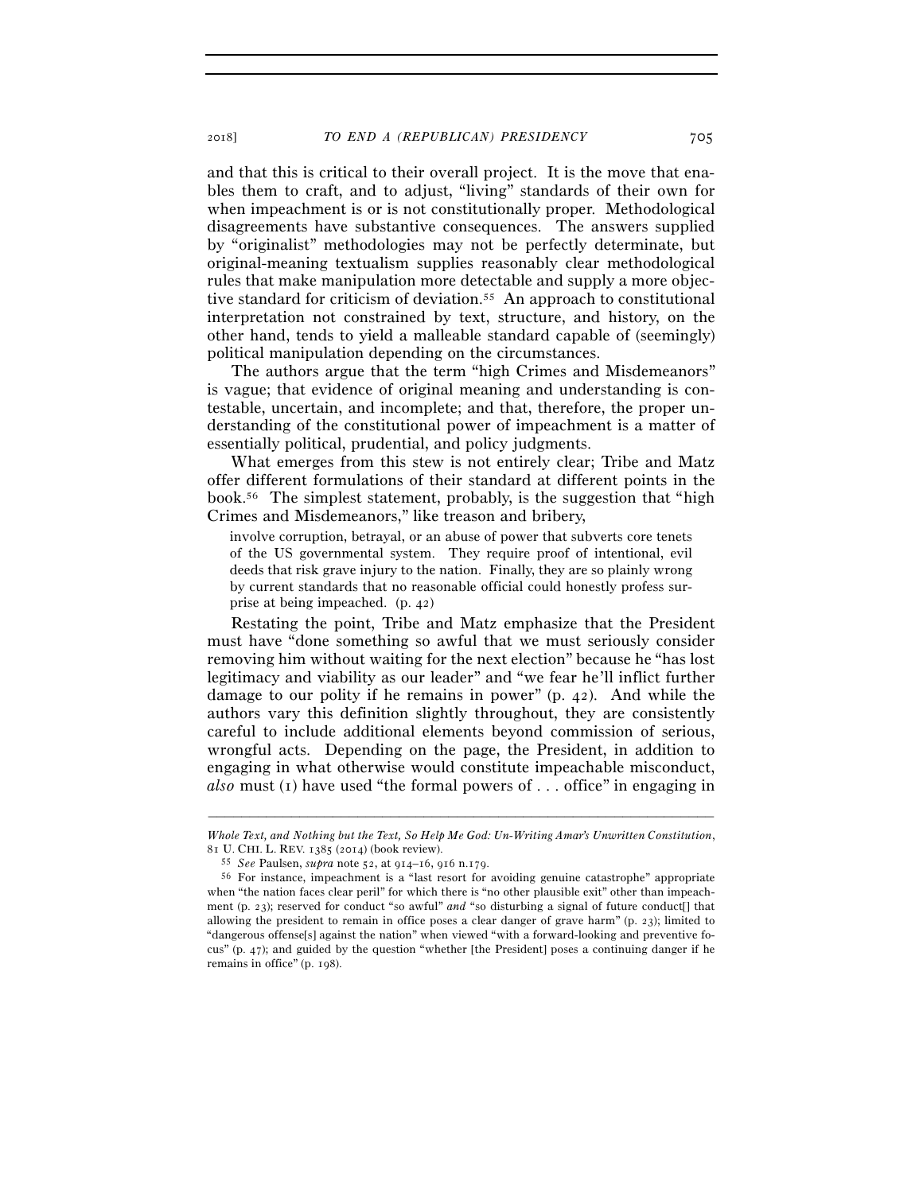and that this is critical to their overall project. It is the move that enables them to craft, and to adjust, "living" standards of their own for when impeachment is or is not constitutionally proper. Methodological disagreements have substantive consequences. The answers supplied by "originalist" methodologies may not be perfectly determinate, but original-meaning textualism supplies reasonably clear methodological rules that make manipulation more detectable and supply a more objective standard for criticism of deviation.[55] An approach to constitutional interpretation not constrained by text, structure, and history, on the other hand, tends to yield a malleable standard capable of (seemingly) political manipulation depending on the circumstances.

The authors argue that the term "high Crimes and Misdemeanors" is vague; that evidence of original meaning and understanding is contestable, uncertain, and incomplete; and that, therefore, the proper understanding of the constitutional power of impeachment is a matter of essentially political, prudential, and policy judgments.

What emerges from this stew is not entirely clear; Tribe and Matz offer different formulations of their standard at different points in the book.[56] The simplest statement, probably, is the suggestion that "high Crimes and Misdemeanors," like treason and bribery,

> involve corruption, betrayal, or an abuse of power that subverts core tenets of the US governmental system. They require proof of intentional, evil deeds that risk grave injury to the nation. Finally, they are so plainly wrong by current standards that no reasonable official could honestly profess surprise at being impeached. (p. 42)

Restating the point, Tribe and Matz emphasize that the President must have "done something so awful that we must seriously consider removing him without waiting for the next election" because he "has lost legitimacy and viability as our leader" and "we fear he'll inflict further damage to our polity if he remains in power" (p. 42). And while the authors vary this definition slightly throughout, they are consistently careful to include additional elements beyond commission of serious, wrongful acts. Depending on the page, the President, in addition to engaging in what otherwise would constitute impeachable misconduct, *also* must (1) have used "the formal powers of . . . office" in engaging in

---

*Whole Text, and Nothing but the Text, So Help Me God: Un-Writing Amar's Unwritten Constitution*, 81 U. CHI. L. REV. 1385 (2014) (book review).

[55] *See* Paulsen, *supra* note 52, at 914–16, 916 n.179.

[56] For instance, impeachment is a "last resort for avoiding genuine catastrophe" appropriate when "the nation faces clear peril" for which there is "no other plausible exit" other than impeachment (p. 23); reserved for conduct "so awful" *and* "so disturbing a signal of future conduct[] that allowing the president to remain in office poses a clear danger of grave harm" (p. 23); limited to "dangerous offense[s] against the nation" when viewed "with a forward-looking and preventive focus" (p. 47); and guided by the question "whether [the President] poses a continuing danger if he remains in office" (p. 198).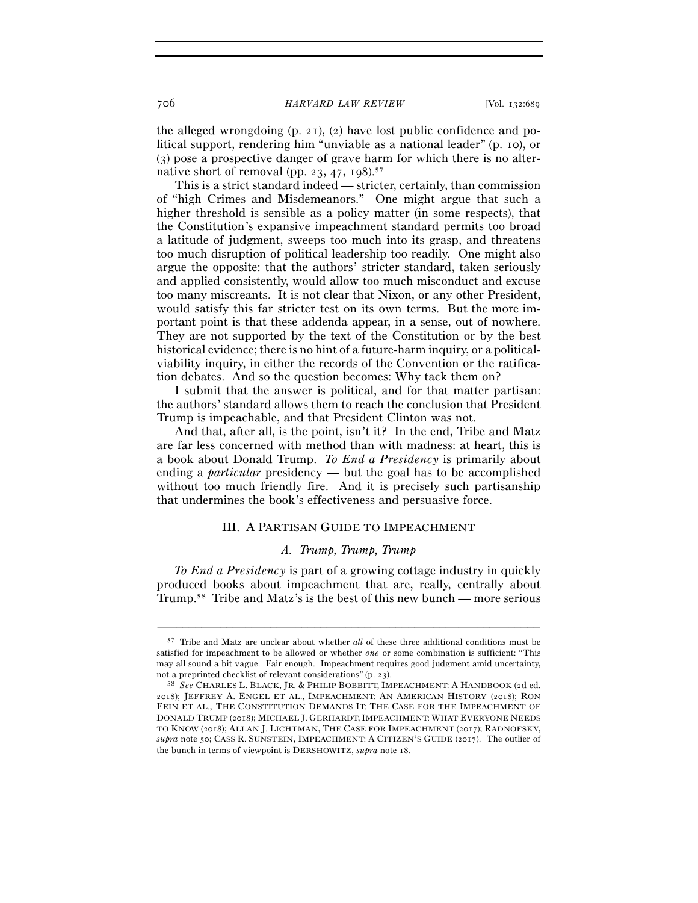the alleged wrongdoing (p. 21), (2) have lost public confidence and political support, rendering him "unviable as a national leader" (p. 10), or (3) pose a prospective danger of grave harm for which there is no alternative short of removal (pp. 23, 47, 198).[57]

This is a strict standard indeed — stricter, certainly, than commission of "high Crimes and Misdemeanors." One might argue that such a higher threshold is sensible as a policy matter (in some respects), that the Constitution's expansive impeachment standard permits too broad a latitude of judgment, sweeps too much into its grasp, and threatens too much disruption of political leadership too readily. One might also argue the opposite: that the authors' stricter standard, taken seriously and applied consistently, would allow too much misconduct and excuse too many miscreants. It is not clear that Nixon, or any other President, would satisfy this far stricter test on its own terms. But the more important point is that these addenda appear, in a sense, out of nowhere. They are not supported by the text of the Constitution or by the best historical evidence; there is no hint of a future-harm inquiry, or a political-viability inquiry, in either the records of the Convention or the ratification debates. And so the question becomes: Why tack them on?

I submit that the answer is political, and for that matter partisan: the authors' standard allows them to reach the conclusion that President Trump is impeachable, and that President Clinton was not.

And that, after all, is the point, isn't it? In the end, Tribe and Matz are far less concerned with method than with madness: at heart, this is a book about Donald Trump. *To End a Presidency* is primarily about ending a *particular* presidency — but the goal has to be accomplished without too much friendly fire. And it is precisely such partisanship that undermines the book's effectiveness and persuasive force.

## III. A Partisan Guide to Impeachment

### A. *Trump, Trump, Trump*

*To End a Presidency* is part of a growing cottage industry in quickly produced books about impeachment that are, really, centrally about Trump.[58] Tribe and Matz's is the best of this new bunch — more serious

---

[57] Tribe and Matz are unclear about whether *all* of these three additional conditions must be satisfied for impeachment to be allowed or whether *one* or some combination is sufficient: "This may all sound a bit vague. Fair enough. Impeachment requires good judgment amid uncertainty, not a preprinted checklist of relevant considerations" (p. 23).

[58] *See* CHARLES L. BLACK, JR. & PHILIP BOBBITT, IMPEACHMENT: A HANDBOOK (2d ed. 2018); JEFFREY A. ENGEL ET AL., IMPEACHMENT: AN AMERICAN HISTORY (2018); RON FEIN ET AL., THE CONSTITUTION DEMANDS IT: THE CASE FOR THE IMPEACHMENT OF DONALD TRUMP (2018); MICHAEL J. GERHARDT, IMPEACHMENT: WHAT EVERYONE NEEDS TO KNOW (2018); ALLAN J. LICHTMAN, THE CASE FOR IMPEACHMENT (2017); RADNOFSKY, *supra* note 50; CASS R. SUNSTEIN, IMPEACHMENT: A CITIZEN'S GUIDE (2017). The outlier of the bunch in terms of viewpoint is DERSHOWITZ, *supra* note 18.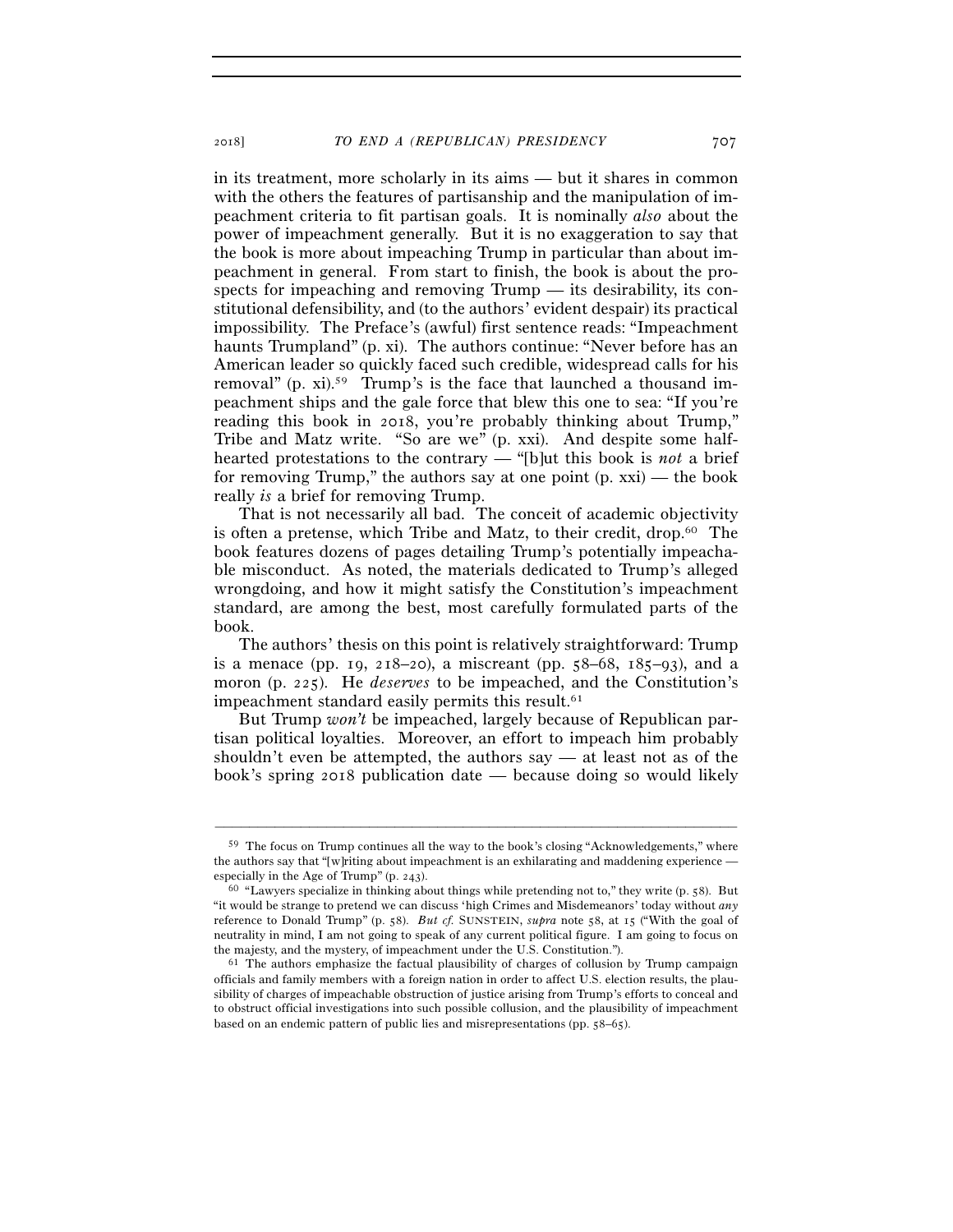in its treatment, more scholarly in its aims — but it shares in common with the others the features of partisanship and the manipulation of impeachment criteria to fit partisan goals. It is nominally *also* about the power of impeachment generally. But it is no exaggeration to say that the book is more about impeaching Trump in particular than about impeachment in general. From start to finish, the book is about the prospects for impeaching and removing Trump — its desirability, its constitutional defensibility, and (to the authors' evident despair) its practical impossibility. The Preface's (awful) first sentence reads: "Impeachment haunts Trumpland" (p. xi). The authors continue: "Never before has an American leader so quickly faced such credible, widespread calls for his removal" (p. xi).[59] Trump's is the face that launched a thousand impeachment ships and the gale force that blew this one to sea: "If you're reading this book in 2018, you're probably thinking about Trump," Tribe and Matz write. "So are we" (p. xxi). And despite some half-hearted protestations to the contrary — "[b]ut this book is *not* a brief for removing Trump," the authors say at one point (p. xxi) — the book really *is* a brief for removing Trump.

That is not necessarily all bad. The conceit of academic objectivity is often a pretense, which Tribe and Matz, to their credit, drop.[60] The book features dozens of pages detailing Trump's potentially impeachable misconduct. As noted, the materials dedicated to Trump's alleged wrongdoing, and how it might satisfy the Constitution's impeachment standard, are among the best, most carefully formulated parts of the book.

The authors' thesis on this point is relatively straightforward: Trump is a menace (pp. 19, 218–20), a miscreant (pp. 58–68, 185–93), and a moron (p. 225). He *deserves* to be impeached, and the Constitution's impeachment standard easily permits this result.[61]

But Trump *won't* be impeached, largely because of Republican partisan political loyalties. Moreover, an effort to impeach him probably shouldn't even be attempted, the authors say — at least not as of the book's spring 2018 publication date — because doing so would likely

---

[59] The focus on Trump continues all the way to the book's closing "Acknowledgements," where the authors say that "[w]riting about impeachment is an exhilarating and maddening experience — especially in the Age of Trump" (p. 243).

[60] "Lawyers specialize in thinking about things while pretending not to," they write (p. 58). But "it would be strange to pretend we can discuss 'high Crimes and Misdemeanors' today without *any* reference to Donald Trump" (p. 58). *But cf.* SUNSTEIN, *supra* note 58, at 15 ("With the goal of neutrality in mind, I am not going to speak of any current political figure. I am going to focus on the majesty, and the mystery, of impeachment under the U.S. Constitution.").

[61] The authors emphasize the factual plausibility of charges of collusion by Trump campaign officials and family members with a foreign nation in order to affect U.S. election results, the plausibility of charges of impeachable obstruction of justice arising from Trump's efforts to conceal and to obstruct official investigations into such possible collusion, and the plausibility of impeachment based on an endemic pattern of public lies and misrepresentations (pp. 58–65).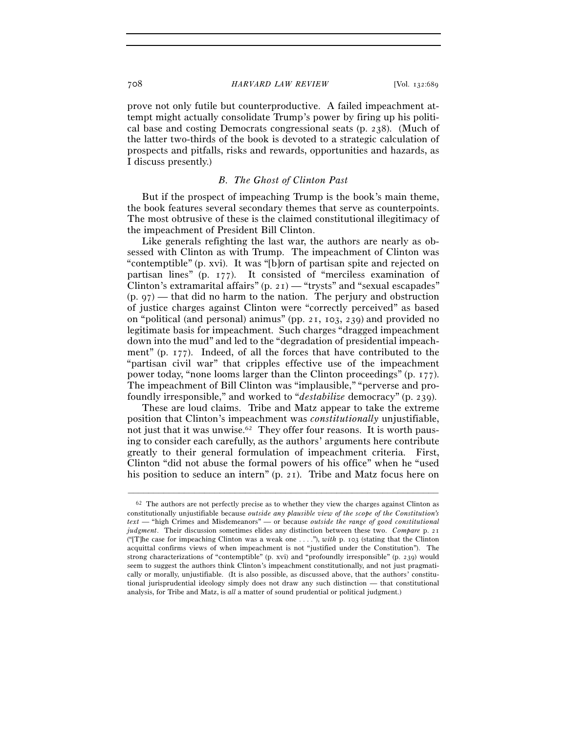prove not only futile but counterproductive. A failed impeachment attempt might actually consolidate Trump's power by firing up his political base and costing Democrats congressional seats (p. 238). (Much of the latter two-thirds of the book is devoted to a strategic calculation of prospects and pitfalls, risks and rewards, opportunities and hazards, as I discuss presently.)

### *B. The Ghost of Clinton Past*

But if the prospect of impeaching Trump is the book's main theme, the book features several secondary themes that serve as counterpoints. The most obtrusive of these is the claimed constitutional illegitimacy of the impeachment of President Bill Clinton.

Like generals refighting the last war, the authors are nearly as obsessed with Clinton as with Trump. The impeachment of Clinton was "contemptible" (p. xvi). It was "[b]orn of partisan spite and rejected on partisan lines" (p. 177). It consisted of "merciless examination of Clinton's extramarital affairs" (p. 21) — "trysts" and "sexual escapades" (p. 97) — that did no harm to the nation. The perjury and obstruction of justice charges against Clinton were "correctly perceived" as based on "political (and personal) animus" (pp. 21, 103, 239) and provided no legitimate basis for impeachment. Such charges "dragged impeachment down into the mud" and led to the "degradation of presidential impeachment" (p. 177). Indeed, of all the forces that have contributed to the "partisan civil war" that cripples effective use of the impeachment power today, "none looms larger than the Clinton proceedings" (p. 177). The impeachment of Bill Clinton was "implausible," "perverse and profoundly irresponsible," and worked to "*destabilize* democracy" (p. 239).

These are loud claims. Tribe and Matz appear to take the extreme position that Clinton's impeachment was *constitutionally* unjustifiable, not just that it was unwise.[62] They offer four reasons. It is worth pausing to consider each carefully, as the authors' arguments here contribute greatly to their general formulation of impeachment criteria. First, Clinton "did not abuse the formal powers of his office" when he "used his position to seduce an intern" (p. 21). Tribe and Matz focus here on

---

[62] The authors are not perfectly precise as to whether they view the charges against Clinton as constitutionally unjustifiable because *outside any plausible view of the scope of the Constitution's text* — "high Crimes and Misdemeanors" — or because *outside the range of good constitutional judgment*. Their discussion sometimes elides any distinction between these two. *Compare* p. 21 ("[T]he case for impeaching Clinton was a weak one . . . ."), *with* p. 103 (stating that the Clinton acquittal confirms views of when impeachment is not "justified under the Constitution"). The strong characterizations of "contemptible" (p. xvi) and "profoundly irresponsible" (p. 239) would seem to suggest the authors think Clinton's impeachment constitutionally, and not just pragmatically or morally, unjustifiable. (It is also possible, as discussed above, that the authors' constitutional jurisprudential ideology simply does not draw any such distinction — that constitutional analysis, for Tribe and Matz, is *all* a matter of sound prudential or political judgment.)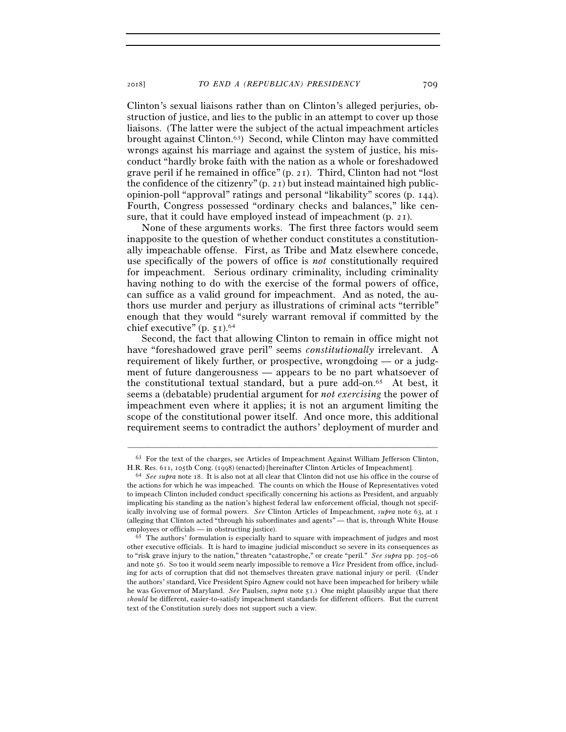Clinton's sexual liaisons rather than on Clinton's alleged perjuries, obstruction of justice, and lies to the public in an attempt to cover up those liaisons. (The latter were the subject of the actual impeachment articles brought against Clinton.[63]) Second, while Clinton may have committed wrongs against his marriage and against the system of justice, his misconduct "hardly broke faith with the nation as a whole or foreshadowed grave peril if he remained in office" (p. 21). Third, Clinton had not "lost the confidence of the citizenry" (p. 21) but instead maintained high public-opinion-poll "approval" ratings and personal "likability" scores (p. 144). Fourth, Congress possessed "ordinary checks and balances," like censure, that it could have employed instead of impeachment (p. 21).

None of these arguments works. The first three factors would seem inapposite to the question of whether conduct constitutes a constitutionally impeachable offense. First, as Tribe and Matz elsewhere concede, use specifically of the powers of office is *not* constitutionally required for impeachment. Serious ordinary criminality, including criminality having nothing to do with the exercise of the formal powers of office, can suffice as a valid ground for impeachment. And as noted, the authors use murder and perjury as illustrations of criminal acts "terrible" enough that they would "surely warrant removal if committed by the chief executive" (p. 51).[64]

Second, the fact that allowing Clinton to remain in office might not have "foreshadowed grave peril" seems *constitutionally* irrelevant. A requirement of likely further, or prospective, wrongdoing — or a judgment of future dangerousness — appears to be no part whatsoever of the constitutional textual standard, but a pure add-on.[65] At best, it seems a (debatable) prudential argument for *not exercising* the power of impeachment even where it applies; it is not an argument limiting the scope of the constitutional power itself. And once more, this additional requirement seems to contradict the authors' deployment of murder and

---

[63] For the text of the charges, see Articles of Impeachment Against William Jefferson Clinton, H.R. Res. 611, 105th Cong. (1998) (enacted) [hereinafter Clinton Articles of Impeachment].

[64] *See supra* note 18. It is also not at all clear that Clinton did not use his office in the course of the actions for which he was impeached. The counts on which the House of Representatives voted to impeach Clinton included conduct specifically concerning his actions as President, and arguably implicating his standing as the nation's highest federal law enforcement official, though not specifically involving use of formal powers. *See* Clinton Articles of Impeachment, *supra* note 63, at 1 (alleging that Clinton acted "through his subordinates and agents" — that is, through White House employees or officials — in obstructing justice).

[65] The authors' formulation is especially hard to square with impeachment of judges and most other executive officials. It is hard to imagine judicial misconduct so severe in its consequences as to "risk grave injury to the nation," threaten "catastrophe," or create "peril." *See supra* pp. 705–06 and note 56. So too it would seem nearly impossible to remove a *Vice* President from office, including for acts of corruption that did not themselves threaten grave national injury or peril. (Under the authors' standard, Vice President Spiro Agnew could not have been impeached for bribery while he was Governor of Maryland. *See* Paulsen, *supra* note 51.) One might plausibly argue that there *should* be different, easier-to-satisfy impeachment standards for different officers. But the current text of the Constitution surely does not support such a view.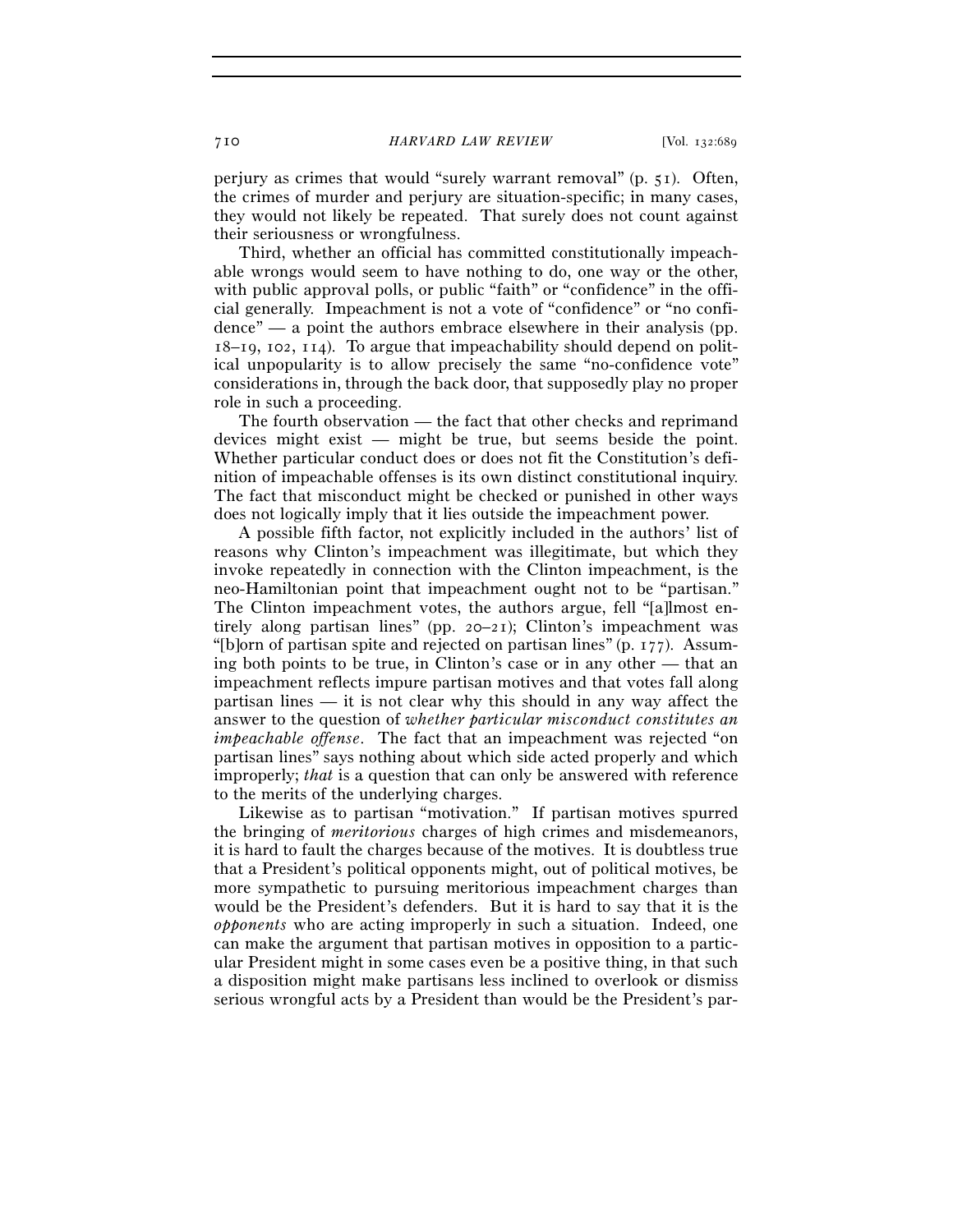perjury as crimes that would "surely warrant removal" (p. 51). Often, the crimes of murder and perjury are situation-specific; in many cases, they would not likely be repeated. That surely does not count against their seriousness or wrongfulness.

Third, whether an official has committed constitutionally impeachable wrongs would seem to have nothing to do, one way or the other, with public approval polls, or public "faith" or "confidence" in the official generally. Impeachment is not a vote of "confidence" or "no confidence" — a point the authors embrace elsewhere in their analysis (pp. 18–19, 102, 114). To argue that impeachability should depend on political unpopularity is to allow precisely the same "no-confidence vote" considerations in, through the back door, that supposedly play no proper role in such a proceeding.

The fourth observation — the fact that other checks and reprimand devices might exist — might be true, but seems beside the point. Whether particular conduct does or does not fit the Constitution's definition of impeachable offenses is its own distinct constitutional inquiry. The fact that misconduct might be checked or punished in other ways does not logically imply that it lies outside the impeachment power.

A possible fifth factor, not explicitly included in the authors' list of reasons why Clinton's impeachment was illegitimate, but which they invoke repeatedly in connection with the Clinton impeachment, is the neo-Hamiltonian point that impeachment ought not to be "partisan." The Clinton impeachment votes, the authors argue, fell "[a]lmost entirely along partisan lines" (pp. 20–21); Clinton's impeachment was "[b]orn of partisan spite and rejected on partisan lines" (p. 177). Assuming both points to be true, in Clinton's case or in any other — that an impeachment reflects impure partisan motives and that votes fall along partisan lines — it is not clear why this should in any way affect the answer to the question of *whether particular misconduct constitutes an impeachable offense*. The fact that an impeachment was rejected "on partisan lines" says nothing about which side acted properly and which improperly; *that* is a question that can only be answered with reference to the merits of the underlying charges.

Likewise as to partisan "motivation." If partisan motives spurred the bringing of *meritorious* charges of high crimes and misdemeanors, it is hard to fault the charges because of the motives. It is doubtless true that a President's political opponents might, out of political motives, be more sympathetic to pursuing meritorious impeachment charges than would be the President's defenders. But it is hard to say that it is the *opponents* who are acting improperly in such a situation. Indeed, one can make the argument that partisan motives in opposition to a particular President might in some cases even be a positive thing, in that such a disposition might make partisans less inclined to overlook or dismiss serious wrongful acts by a President than would be the President's par-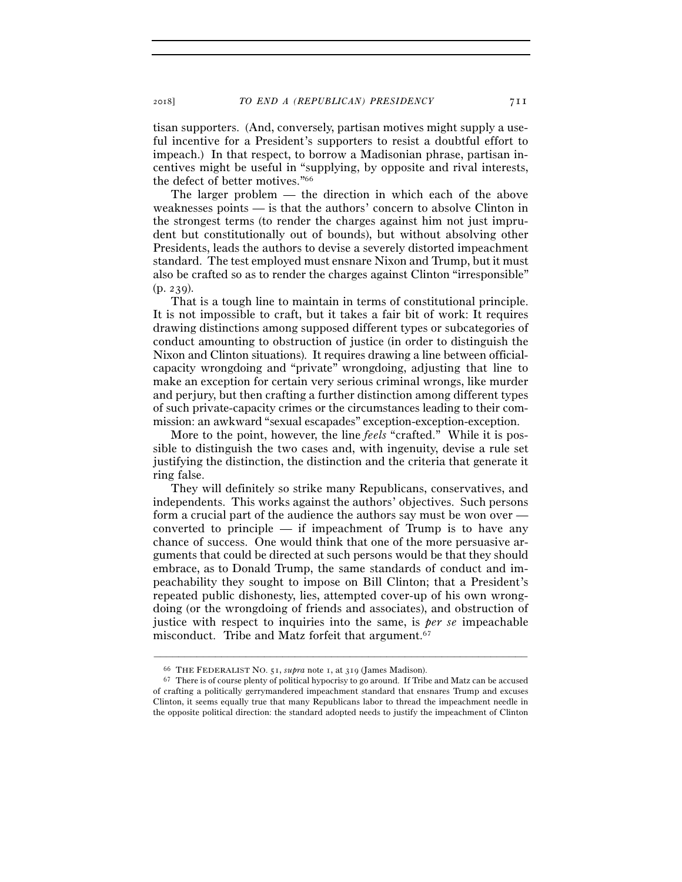tisan supporters. (And, conversely, partisan motives might supply a useful incentive for a President's supporters to resist a doubtful effort to impeach.) In that respect, to borrow a Madisonian phrase, partisan incentives might be useful in "supplying, by opposite and rival interests, the defect of better motives."[66]

The larger problem — the direction in which each of the above weaknesses points — is that the authors' concern to absolve Clinton in the strongest terms (to render the charges against him not just imprudent but constitutionally out of bounds), but without absolving other Presidents, leads the authors to devise a severely distorted impeachment standard. The test employed must ensnare Nixon and Trump, but it must also be crafted so as to render the charges against Clinton "irresponsible" (p. 239).

That is a tough line to maintain in terms of constitutional principle. It is not impossible to craft, but it takes a fair bit of work: It requires drawing distinctions among supposed different types or subcategories of conduct amounting to obstruction of justice (in order to distinguish the Nixon and Clinton situations). It requires drawing a line between official-capacity wrongdoing and "private" wrongdoing, adjusting that line to make an exception for certain very serious criminal wrongs, like murder and perjury, but then crafting a further distinction among different types of such private-capacity crimes or the circumstances leading to their commission: an awkward "sexual escapades" exception-exception-exception.

More to the point, however, the line *feels* "crafted." While it is possible to distinguish the two cases and, with ingenuity, devise a rule set justifying the distinction, the distinction and the criteria that generate it ring false.

They will definitely so strike many Republicans, conservatives, and independents. This works against the authors' objectives. Such persons form a crucial part of the audience the authors say must be won over — converted to principle — if impeachment of Trump is to have any chance of success. One would think that one of the more persuasive arguments that could be directed at such persons would be that they should embrace, as to Donald Trump, the same standards of conduct and impeachability they sought to impose on Bill Clinton; that a President's repeated public dishonesty, lies, attempted cover-up of his own wrongdoing (or the wrongdoing of friends and associates), and obstruction of justice with respect to inquiries into the same, is *per se* impeachable misconduct. Tribe and Matz forfeit that argument.[67]

---

[66] THE FEDERALIST NO. 51, *supra* note 1, at 319 (James Madison).

[67] There is of course plenty of political hypocrisy to go around. If Tribe and Matz can be accused of crafting a politically gerrymandered impeachment standard that ensnares Trump and excuses Clinton, it seems equally true that many Republicans labor to thread the impeachment needle in the opposite political direction: the standard adopted needs to justify the impeachment of Clinton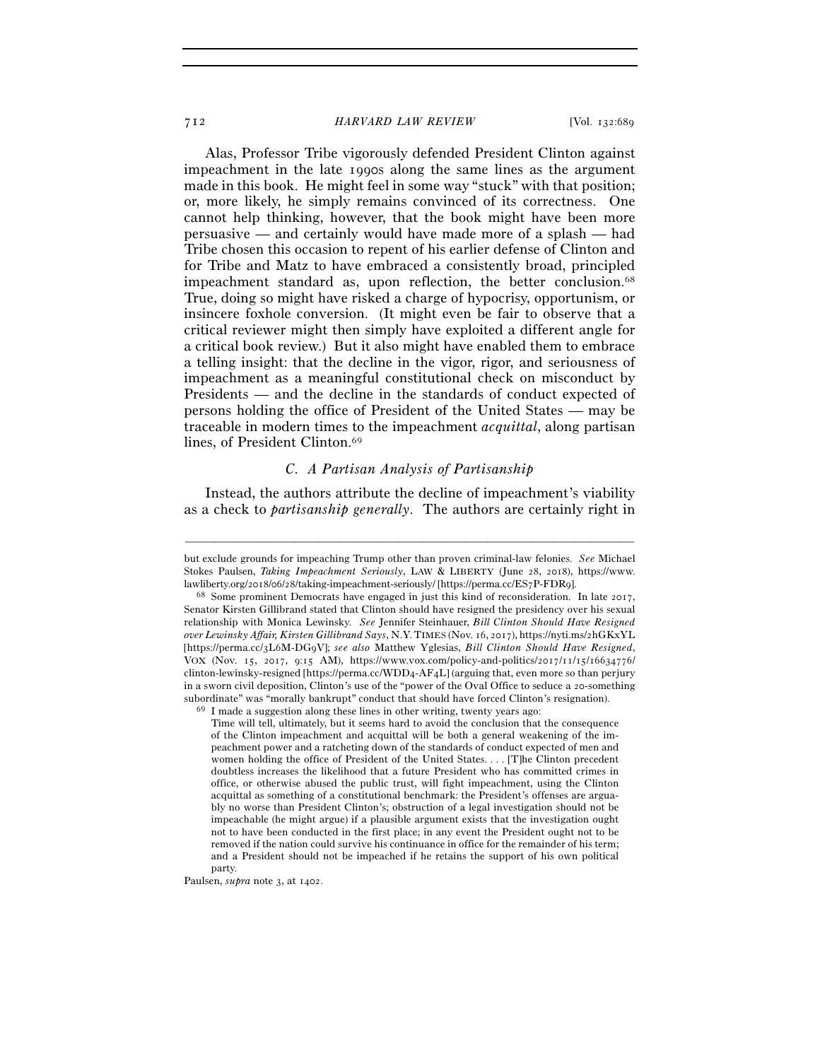Alas, Professor Tribe vigorously defended President Clinton against impeachment in the late 1990s along the same lines as the argument made in this book. He might feel in some way "stuck" with that position; or, more likely, he simply remains convinced of its correctness. One cannot help thinking, however, that the book might have been more persuasive — and certainly would have made more of a splash — had Tribe chosen this occasion to repent of his earlier defense of Clinton and for Tribe and Matz to have embraced a consistently broad, principled impeachment standard as, upon reflection, the better conclusion.[68] True, doing so might have risked a charge of hypocrisy, opportunism, or insincere foxhole conversion. (It might even be fair to observe that a critical reviewer might then simply have exploited a different angle for a critical book review.) But it also might have enabled them to embrace a telling insight: that the decline in the vigor, rigor, and seriousness of impeachment as a meaningful constitutional check on misconduct by Presidents — and the decline in the standards of conduct expected of persons holding the office of President of the United States — may be traceable in modern times to the impeachment *acquittal*, along partisan lines, of President Clinton.[69]

### *C. A Partisan Analysis of Partisanship*

Instead, the authors attribute the decline of impeachment's viability as a check to *partisanship generally*. The authors are certainly right in

---

but exclude grounds for impeaching Trump other than proven criminal-law felonies. *See* Michael Stokes Paulsen, *Taking Impeachment Seriously*, LAW & LIBERTY (June 28, 2018), https://www.lawliberty.org/2018/06/28/taking-impeachment-seriously/ [https://perma.cc/ES7P-FDR9].

[68] Some prominent Democrats have engaged in just this kind of reconsideration. In late 2017, Senator Kirsten Gillibrand stated that Clinton should have resigned the presidency over his sexual relationship with Monica Lewinsky. *See* Jennifer Steinhauer, *Bill Clinton Should Have Resigned over Lewinsky Affair, Kirsten Gillibrand Says*, N.Y. TIMES (Nov. 16, 2017), https://nyti.ms/2hGKxYL [https://perma.cc/3L6M-DG9V]; *see also* Matthew Yglesias, *Bill Clinton Should Have Resigned*, VOX (Nov. 15, 2017, 9:15 AM), https://www.vox.com/policy-and-politics/2017/11/15/16634776/clinton-lewinsky-resigned [https://perma.cc/WDD4-AF4L] (arguing that, even more so than perjury in a sworn civil deposition, Clinton's use of the "power of the Oval Office to seduce a 20-something subordinate" was "morally bankrupt" conduct that should have forced Clinton's resignation).

[69] I made a suggestion along these lines in other writing, twenty years ago:

> Time will tell, ultimately, but it seems hard to avoid the conclusion that the consequence of the Clinton impeachment and acquittal will be both a general weakening of the impeachment power and a ratcheting down of the standards of conduct expected of men and women holding the office of President of the United States. . . . [T]he Clinton precedent doubtless increases the likelihood that a future President who has committed crimes in office, or otherwise abused the public trust, will fight impeachment, using the Clinton acquittal as something of a constitutional benchmark: the President's offenses are arguably no worse than President Clinton's; obstruction of a legal investigation should not be impeachable (he might argue) if a plausible argument exists that the investigation ought not to have been conducted in the first place; in any event the President ought not to be removed if the nation could survive his continuance in office for the remainder of his term; and a President should not be impeached if he retains the support of his own political party.

Paulsen, *supra* note 3, at 1402.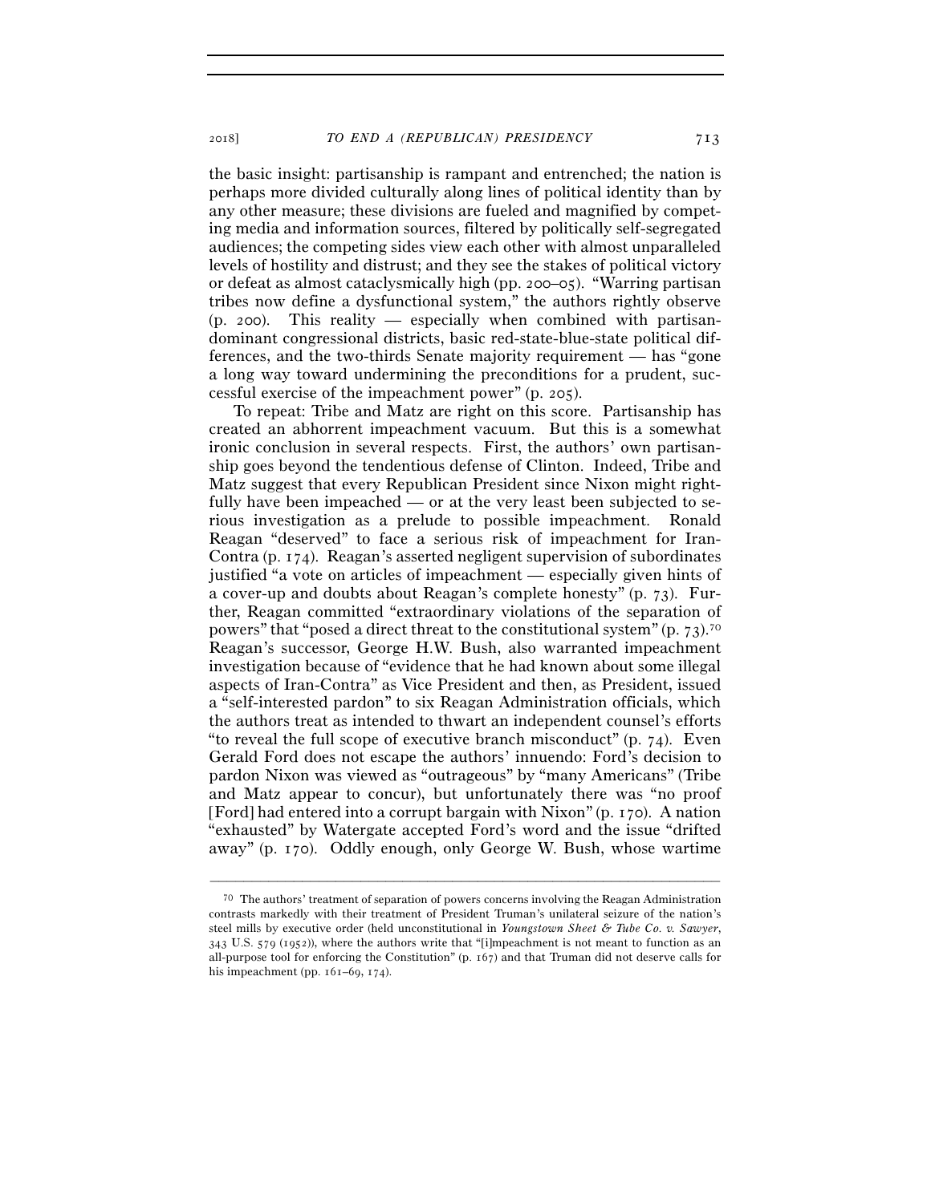the basic insight: partisanship is rampant and entrenched; the nation is perhaps more divided culturally along lines of political identity than by any other measure; these divisions are fueled and magnified by competing media and information sources, filtered by politically self-segregated audiences; the competing sides view each other with almost unparalleled levels of hostility and distrust; and they see the stakes of political victory or defeat as almost cataclysmically high (pp. 200–05). "Warring partisan tribes now define a dysfunctional system," the authors rightly observe (p. 200). This reality — especially when combined with partisan-dominant congressional districts, basic red-state-blue-state political differences, and the two-thirds Senate majority requirement — has "gone a long way toward undermining the preconditions for a prudent, successful exercise of the impeachment power" (p. 205).

To repeat: Tribe and Matz are right on this score. Partisanship has created an abhorrent impeachment vacuum. But this is a somewhat ironic conclusion in several respects. First, the authors' own partisanship goes beyond the tendentious defense of Clinton. Indeed, Tribe and Matz suggest that every Republican President since Nixon might rightfully have been impeached — or at the very least been subjected to serious investigation as a prelude to possible impeachment. Ronald Reagan "deserved" to face a serious risk of impeachment for Iran-Contra (p. 174). Reagan's asserted negligent supervision of subordinates justified "a vote on articles of impeachment — especially given hints of a cover-up and doubts about Reagan's complete honesty" (p. 73). Further, Reagan committed "extraordinary violations of the separation of powers" that "posed a direct threat to the constitutional system" (p. 73).[70] Reagan's successor, George H.W. Bush, also warranted impeachment investigation because of "evidence that he had known about some illegal aspects of Iran-Contra" as Vice President and then, as President, issued a "self-interested pardon" to six Reagan Administration officials, which the authors treat as intended to thwart an independent counsel's efforts "to reveal the full scope of executive branch misconduct" (p. 74). Even Gerald Ford does not escape the authors' innuendo: Ford's decision to pardon Nixon was viewed as "outrageous" by "many Americans" (Tribe and Matz appear to concur), but unfortunately there was "no proof [Ford] had entered into a corrupt bargain with Nixon" (p. 170). A nation "exhausted" by Watergate accepted Ford's word and the issue "drifted away" (p. 170). Oddly enough, only George W. Bush, whose wartime

---

[70] The authors' treatment of separation of powers concerns involving the Reagan Administration contrasts markedly with their treatment of President Truman's unilateral seizure of the nation's steel mills by executive order (held unconstitutional in *Youngstown Sheet & Tube Co. v. Sawyer*, 343 U.S. 579 (1952)), where the authors write that "[i]mpeachment is not meant to function as an all-purpose tool for enforcing the Constitution" (p. 167) and that Truman did not deserve calls for his impeachment (pp. 161–69, 174).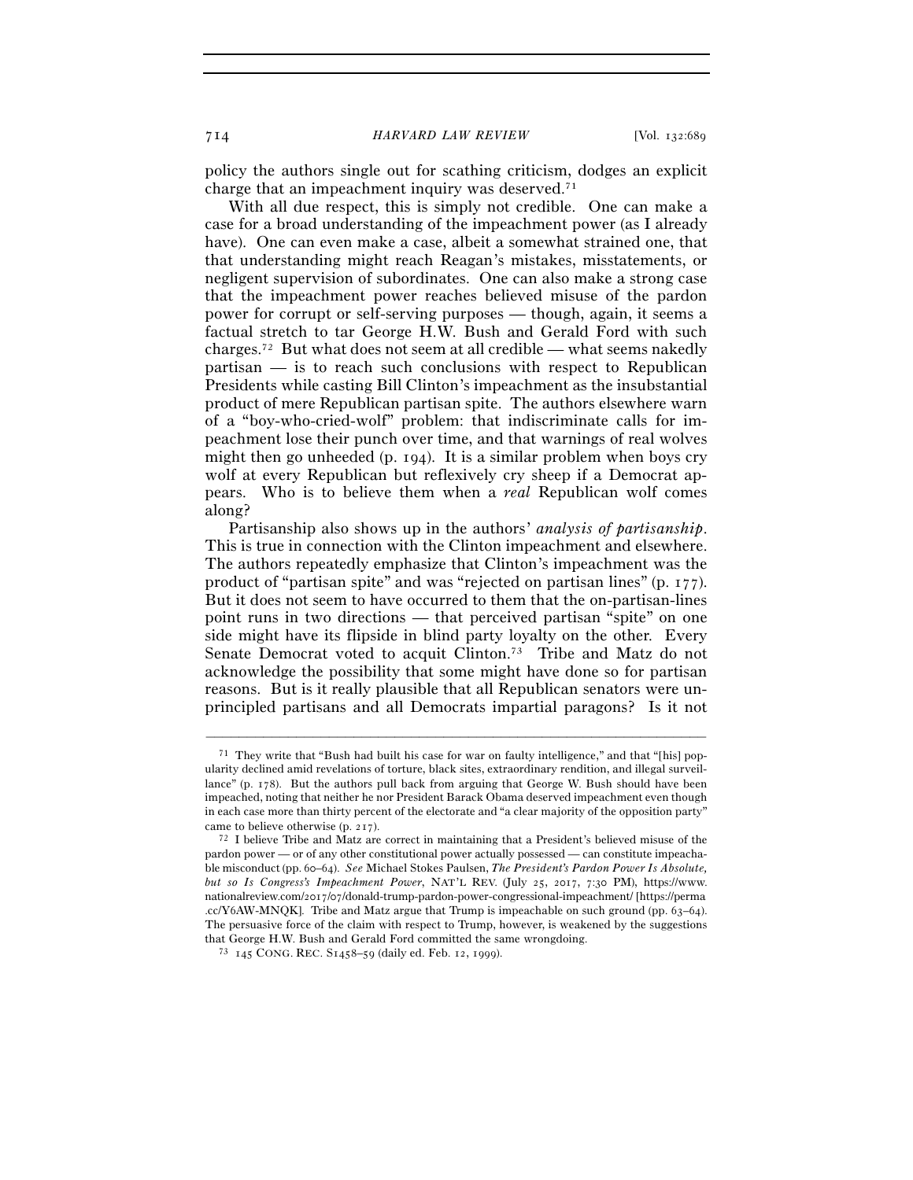policy the authors single out for scathing criticism, dodges an explicit charge that an impeachment inquiry was deserved.[71]

With all due respect, this is simply not credible. One can make a case for a broad understanding of the impeachment power (as I already have). One can even make a case, albeit a somewhat strained one, that that understanding might reach Reagan's mistakes, misstatements, or negligent supervision of subordinates. One can also make a strong case that the impeachment power reaches believed misuse of the pardon power for corrupt or self-serving purposes — though, again, it seems a factual stretch to tar George H.W. Bush and Gerald Ford with such charges.[72] But what does not seem at all credible — what seems nakedly partisan — is to reach such conclusions with respect to Republican Presidents while casting Bill Clinton's impeachment as the insubstantial product of mere Republican partisan spite. The authors elsewhere warn of a "boy-who-cried-wolf" problem: that indiscriminate calls for impeachment lose their punch over time, and that warnings of real wolves might then go unheeded (p. 194). It is a similar problem when boys cry wolf at every Republican but reflexively cry sheep if a Democrat appears. Who is to believe them when a *real* Republican wolf comes along?

Partisanship also shows up in the authors' *analysis of partisanship*. This is true in connection with the Clinton impeachment and elsewhere. The authors repeatedly emphasize that Clinton's impeachment was the product of "partisan spite" and was "rejected on partisan lines" (p. 177). But it does not seem to have occurred to them that the on-partisan-lines point runs in two directions — that perceived partisan "spite" on one side might have its flipside in blind party loyalty on the other. Every Senate Democrat voted to acquit Clinton.[73] Tribe and Matz do not acknowledge the possibility that some might have done so for partisan reasons. But is it really plausible that all Republican senators were unprincipled partisans and all Democrats impartial paragons? Is it not

---

[71] They write that "Bush had built his case for war on faulty intelligence," and that "[his] popularity declined amid revelations of torture, black sites, extraordinary rendition, and illegal surveillance" (p. 178). But the authors pull back from arguing that George W. Bush should have been impeached, noting that neither he nor President Barack Obama deserved impeachment even though in each case more than thirty percent of the electorate and "a clear majority of the opposition party" came to believe otherwise (p. 217).

[72] I believe Tribe and Matz are correct in maintaining that a President's believed misuse of the pardon power — or of any other constitutional power actually possessed — can constitute impeachable misconduct (pp. 60–64). *See* Michael Stokes Paulsen, *The President's Pardon Power Is Absolute, but so Is Congress's Impeachment Power*, NAT'L REV. (July 25, 2017, 7:30 PM), https://www.nationalreview.com/2017/07/donald-trump-pardon-power-congressional-impeachment/ [https://perma.cc/Y6AW-MNQK]. Tribe and Matz argue that Trump is impeachable on such ground (pp. 63–64). The persuasive force of the claim with respect to Trump, however, is weakened by the suggestions that George H.W. Bush and Gerald Ford committed the same wrongdoing.

[73] 145 CONG. REC. S1458–59 (daily ed. Feb. 12, 1999).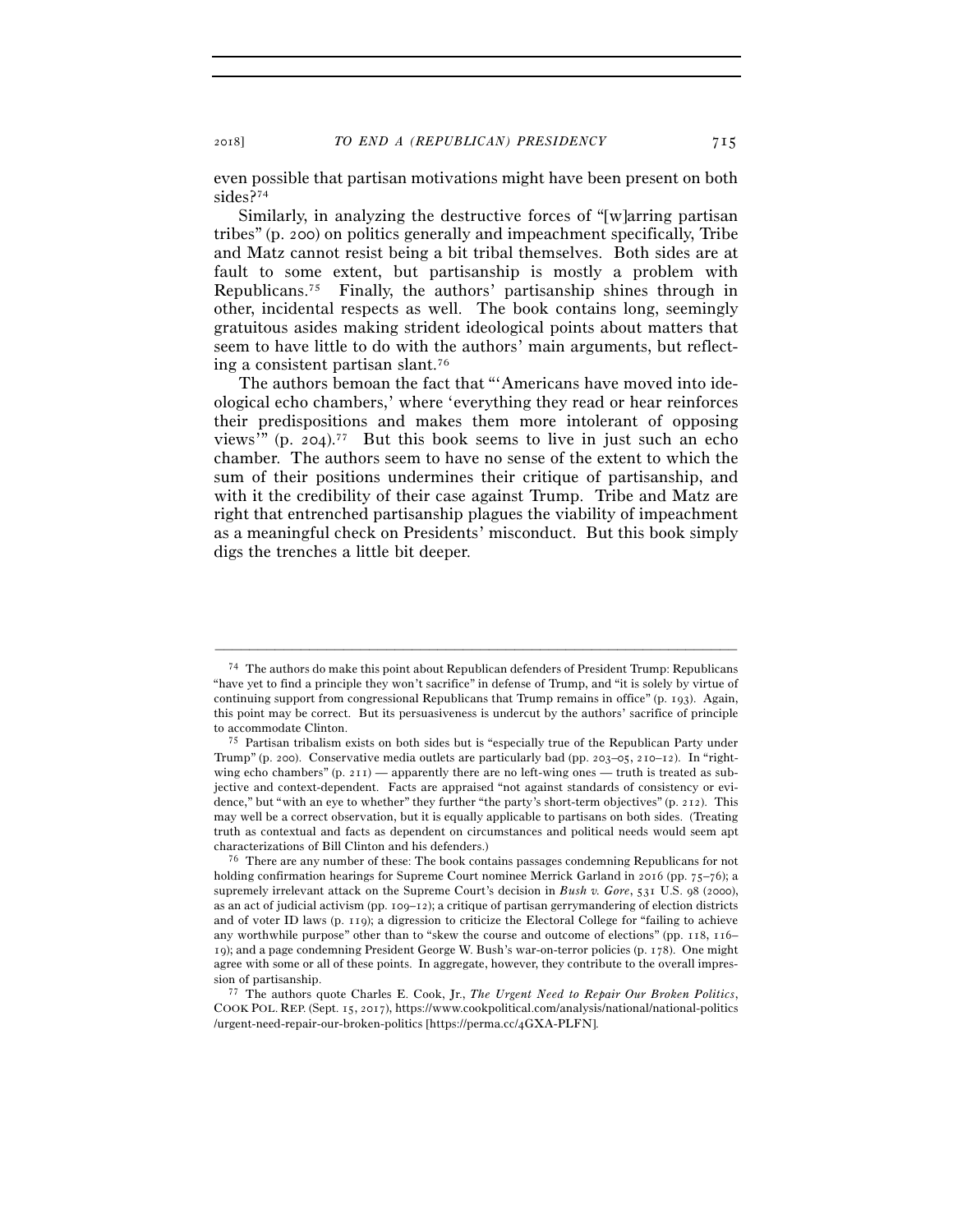even possible that partisan motivations might have been present on both sides?[74]

Similarly, in analyzing the destructive forces of "[w]arring partisan tribes" (p. 200) on politics generally and impeachment specifically, Tribe and Matz cannot resist being a bit tribal themselves. Both sides are at fault to some extent, but partisanship is mostly a problem with Republicans.[75] Finally, the authors' partisanship shines through in other, incidental respects as well. The book contains long, seemingly gratuitous asides making strident ideological points about matters that seem to have little to do with the authors' main arguments, but reflecting a consistent partisan slant.[76]

The authors bemoan the fact that "'Americans have moved into ideological echo chambers,' where 'everything they read or hear reinforces their predispositions and makes them more intolerant of opposing views'" (p. 204).[77] But this book seems to live in just such an echo chamber. The authors seem to have no sense of the extent to which the sum of their positions undermines their critique of partisanship, and with it the credibility of their case against Trump. Tribe and Matz are right that entrenched partisanship plagues the viability of impeachment as a meaningful check on Presidents' misconduct. But this book simply digs the trenches a little bit deeper.

---

[74] The authors do make this point about Republican defenders of President Trump: Republicans "have yet to find a principle they won't sacrifice" in defense of Trump, and "it is solely by virtue of continuing support from congressional Republicans that Trump remains in office" (p. 193). Again, this point may be correct. But its persuasiveness is undercut by the authors' sacrifice of principle to accommodate Clinton.

[75] Partisan tribalism exists on both sides but is "especially true of the Republican Party under Trump" (p. 200). Conservative media outlets are particularly bad (pp. 203–05, 210–12). In "right-wing echo chambers" (p. 211) — apparently there are no left-wing ones — truth is treated as subjective and context-dependent. Facts are appraised "not against standards of consistency or evidence," but "with an eye to whether" they further "the party's short-term objectives" (p. 212). This may well be a correct observation, but it is equally applicable to partisans on both sides. (Treating truth as contextual and facts as dependent on circumstances and political needs would seem apt characterizations of Bill Clinton and his defenders.)

[76] There are any number of these: The book contains passages condemning Republicans for not holding confirmation hearings for Supreme Court nominee Merrick Garland in 2016 (pp. 75–76); a supremely irrelevant attack on the Supreme Court's decision in *Bush v. Gore*, 531 U.S. 98 (2000), as an act of judicial activism (pp. 109–12); a critique of partisan gerrymandering of election districts and of voter ID laws (p. 119); a digression to criticize the Electoral College for "failing to achieve any worthwhile purpose" other than to "skew the course and outcome of elections" (pp. 118, 116–19); and a page condemning President George W. Bush's war-on-terror policies (p. 178). One might agree with some or all of these points. In aggregate, however, they contribute to the overall impression of partisanship.

[77] The authors quote Charles E. Cook, Jr., *The Urgent Need to Repair Our Broken Politics*, COOK POL. REP. (Sept. 15, 2017), https://www.cookpolitical.com/analysis/national/national-politics/urgent-need-repair-our-broken-politics [https://perma.cc/4GXA-PLFN].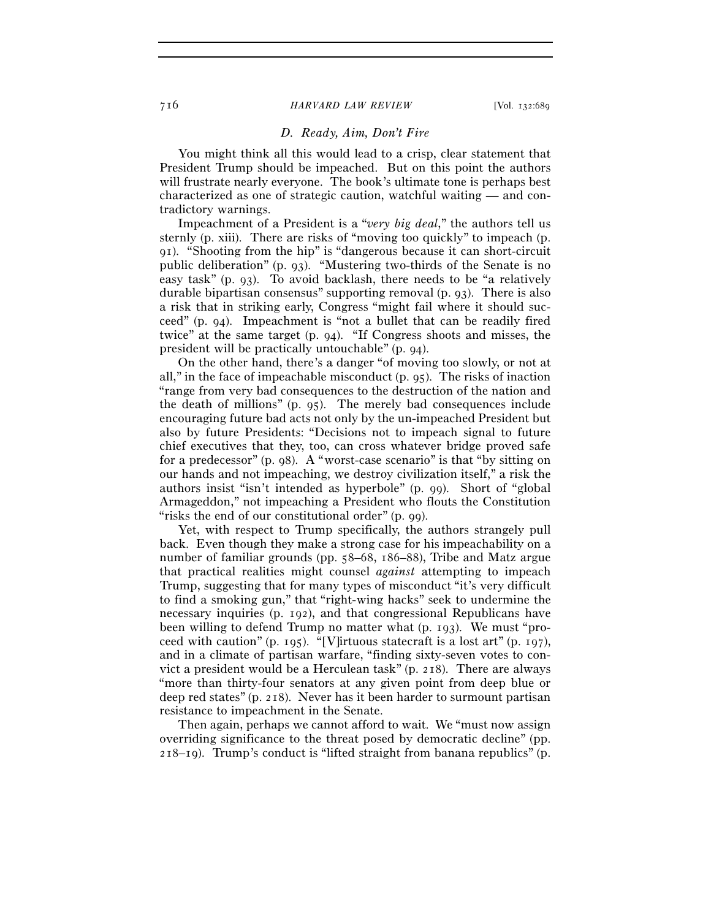### D. Ready, Aim, Don't Fire

You might think all this would lead to a crisp, clear statement that President Trump should be impeached. But on this point the authors will frustrate nearly everyone. The book's ultimate tone is perhaps best characterized as one of strategic caution, watchful waiting — and contradictory warnings.

Impeachment of a President is a "*very big deal*," the authors tell us sternly (p. xiii). There are risks of "moving too quickly" to impeach (p. 91). "Shooting from the hip" is "dangerous because it can short-circuit public deliberation" (p. 93). "Mustering two-thirds of the Senate is no easy task" (p. 93). To avoid backlash, there needs to be "a relatively durable bipartisan consensus" supporting removal (p. 93). There is also a risk that in striking early, Congress "might fail where it should succeed" (p. 94). Impeachment is "not a bullet that can be readily fired twice" at the same target (p. 94). "If Congress shoots and misses, the president will be practically untouchable" (p. 94).

On the other hand, there's a danger "of moving too slowly, or not at all," in the face of impeachable misconduct (p. 95). The risks of inaction "range from very bad consequences to the destruction of the nation and the death of millions" (p. 95). The merely bad consequences include encouraging future bad acts not only by the un-impeached President but also by future Presidents: "Decisions not to impeach signal to future chief executives that they, too, can cross whatever bridge proved safe for a predecessor" (p. 98). A "worst-case scenario" is that "by sitting on our hands and not impeaching, we destroy civilization itself," a risk the authors insist "isn't intended as hyperbole" (p. 99). Short of "global Armageddon," not impeaching a President who flouts the Constitution "risks the end of our constitutional order" (p. 99).

Yet, with respect to Trump specifically, the authors strangely pull back. Even though they make a strong case for his impeachability on a number of familiar grounds (pp. 58–68, 186–88), Tribe and Matz argue that practical realities might counsel *against* attempting to impeach Trump, suggesting that for many types of misconduct "it's very difficult to find a smoking gun," that "right-wing hacks" seek to undermine the necessary inquiries (p. 192), and that congressional Republicans have been willing to defend Trump no matter what (p. 193). We must "proceed with caution" (p. 195). "[V]irtuous statecraft is a lost art" (p. 197), and in a climate of partisan warfare, "finding sixty-seven votes to convict a president would be a Herculean task" (p. 218). There are always "more than thirty-four senators at any given point from deep blue or deep red states" (p. 218). Never has it been harder to surmount partisan resistance to impeachment in the Senate.

Then again, perhaps we cannot afford to wait. We "must now assign overriding significance to the threat posed by democratic decline" (pp. 218–19). Trump's conduct is "lifted straight from banana republics" (p.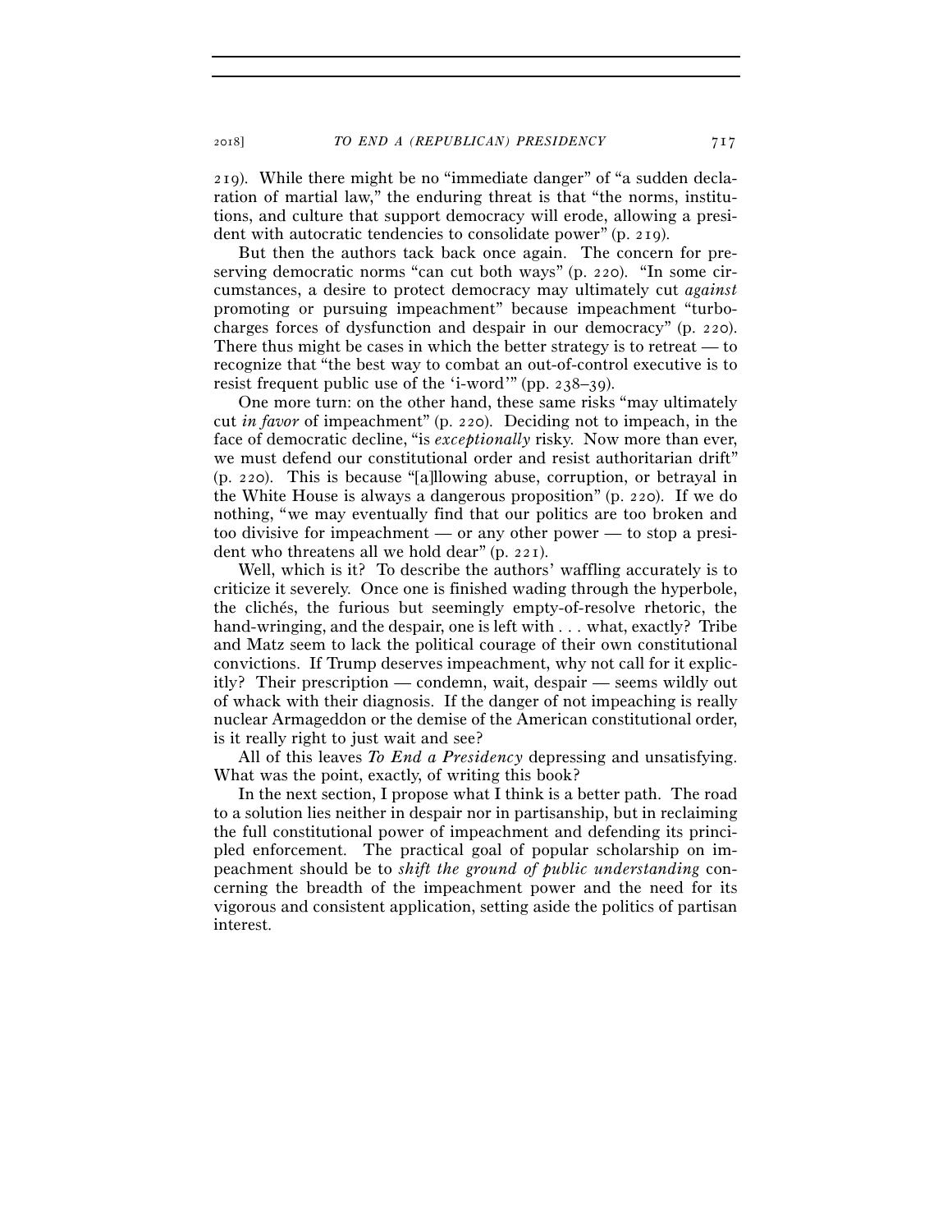219). While there might be no "immediate danger" of "a sudden declaration of martial law," the enduring threat is that "the norms, institutions, and culture that support democracy will erode, allowing a president with autocratic tendencies to consolidate power" (p. 219).

But then the authors tack back once again. The concern for preserving democratic norms "can cut both ways" (p. 220). "In some circumstances, a desire to protect democracy may ultimately cut *against* promoting or pursuing impeachment" because impeachment "turbocharges forces of dysfunction and despair in our democracy" (p. 220). There thus might be cases in which the better strategy is to retreat — to recognize that "the best way to combat an out-of-control executive is to resist frequent public use of the 'i-word'" (pp. 238–39).

One more turn: on the other hand, these same risks "may ultimately cut *in favor* of impeachment" (p. 220). Deciding not to impeach, in the face of democratic decline, "is *exceptionally* risky. Now more than ever, we must defend our constitutional order and resist authoritarian drift" (p. 220). This is because "[a]llowing abuse, corruption, or betrayal in the White House is always a dangerous proposition" (p. 220). If we do nothing, "we may eventually find that our politics are too broken and too divisive for impeachment — or any other power — to stop a president who threatens all we hold dear" (p. 221).

Well, which is it? To describe the authors' waffling accurately is to criticize it severely. Once one is finished wading through the hyperbole, the clichés, the furious but seemingly empty-of-resolve rhetoric, the hand-wringing, and the despair, one is left with . . . what, exactly? Tribe and Matz seem to lack the political courage of their own constitutional convictions. If Trump deserves impeachment, why not call for it explicitly? Their prescription — condemn, wait, despair — seems wildly out of whack with their diagnosis. If the danger of not impeaching is really nuclear Armageddon or the demise of the American constitutional order, is it really right to just wait and see?

All of this leaves *To End a Presidency* depressing and unsatisfying. What was the point, exactly, of writing this book?

In the next section, I propose what I think is a better path. The road to a solution lies neither in despair nor in partisanship, but in reclaiming the full constitutional power of impeachment and defending its principled enforcement. The practical goal of popular scholarship on impeachment should be to *shift the ground of public understanding* concerning the breadth of the impeachment power and the need for its vigorous and consistent application, setting aside the politics of partisan interest.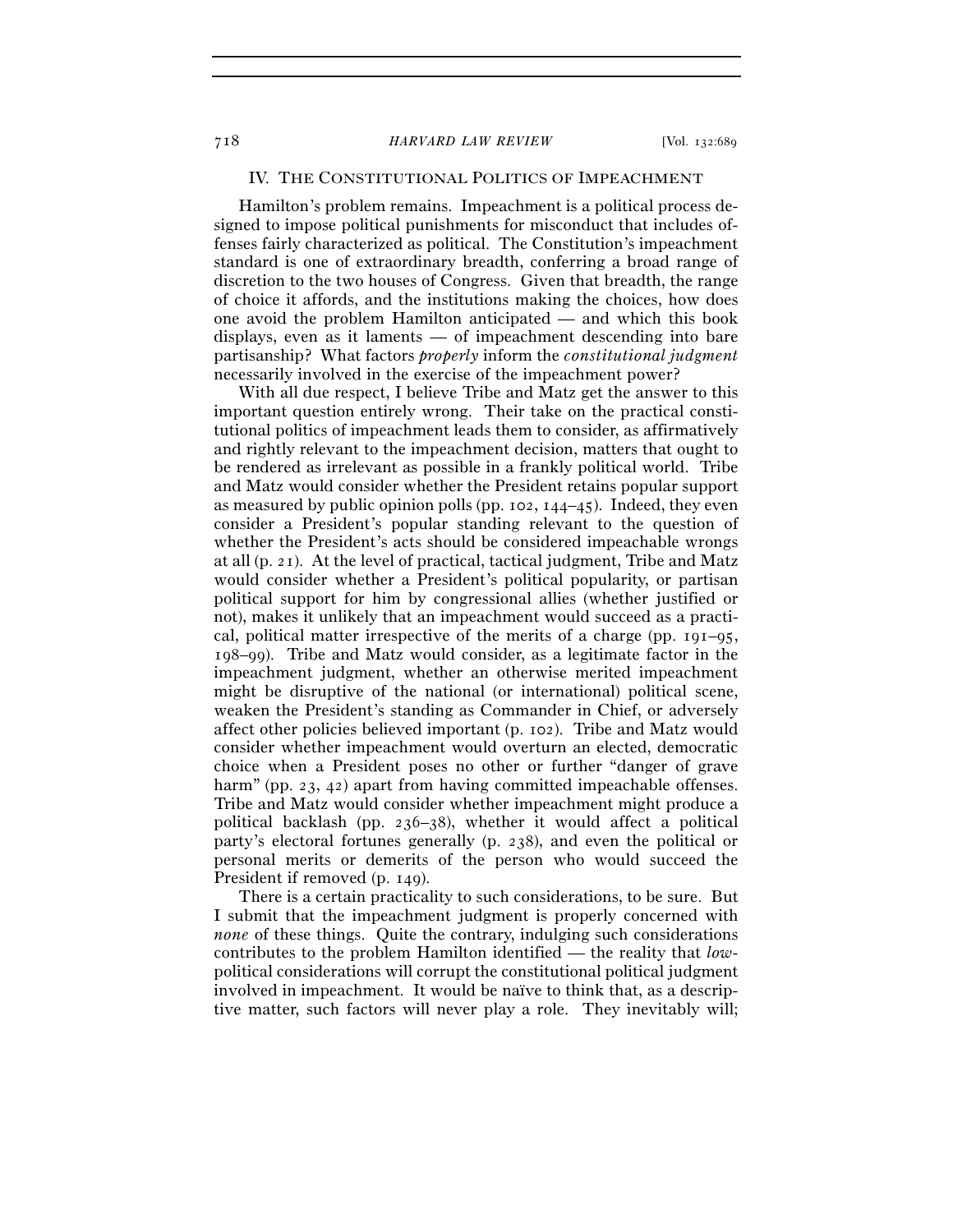## IV. The Constitutional Politics of Impeachment

Hamilton's problem remains. Impeachment is a political process designed to impose political punishments for misconduct that includes offenses fairly characterized as political. The Constitution's impeachment standard is one of extraordinary breadth, conferring a broad range of discretion to the two houses of Congress. Given that breadth, the range of choice it affords, and the institutions making the choices, how does one avoid the problem Hamilton anticipated — and which this book displays, even as it laments — of impeachment descending into bare partisanship? What factors *properly* inform the *constitutional judgment* necessarily involved in the exercise of the impeachment power?

With all due respect, I believe Tribe and Matz get the answer to this important question entirely wrong. Their take on the practical constitutional politics of impeachment leads them to consider, as affirmatively and rightly relevant to the impeachment decision, matters that ought to be rendered as irrelevant as possible in a frankly political world. Tribe and Matz would consider whether the President retains popular support as measured by public opinion polls (pp. 102, 144–45). Indeed, they even consider a President's popular standing relevant to the question of whether the President's acts should be considered impeachable wrongs at all (p. 21). At the level of practical, tactical judgment, Tribe and Matz would consider whether a President's political popularity, or partisan political support for him by congressional allies (whether justified or not), makes it unlikely that an impeachment would succeed as a practical, political matter irrespective of the merits of a charge (pp. 191–95, 198–99). Tribe and Matz would consider, as a legitimate factor in the impeachment judgment, whether an otherwise merited impeachment might be disruptive of the national (or international) political scene, weaken the President's standing as Commander in Chief, or adversely affect other policies believed important (p. 102). Tribe and Matz would consider whether impeachment would overturn an elected, democratic choice when a President poses no other or further "danger of grave harm" (pp. 23, 42) apart from having committed impeachable offenses. Tribe and Matz would consider whether impeachment might produce a political backlash (pp. 236–38), whether it would affect a political party's electoral fortunes generally (p. 238), and even the political or personal merits or demerits of the person who would succeed the President if removed (p. 149).

There is a certain practicality to such considerations, to be sure. But I submit that the impeachment judgment is properly concerned with *none* of these things. Quite the contrary, indulging such considerations contributes to the problem Hamilton identified — the reality that *low*-political considerations will corrupt the constitutional political judgment involved in impeachment. It would be naïve to think that, as a descriptive matter, such factors will never play a role. They inevitably will;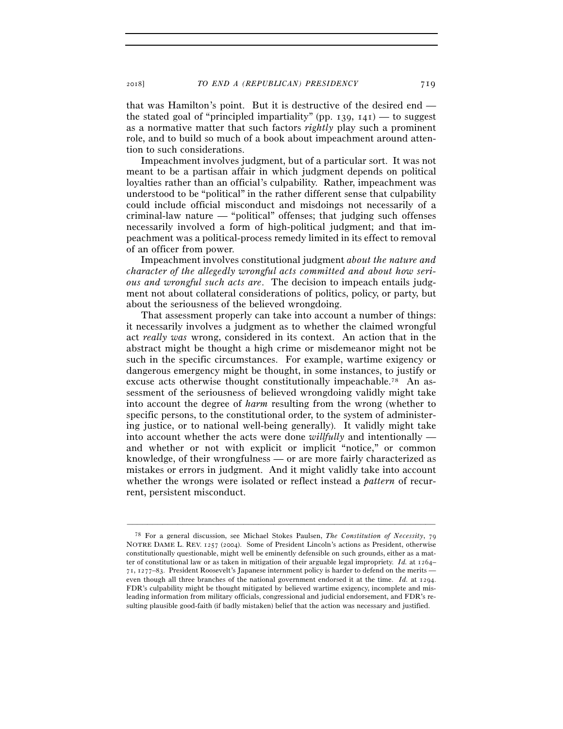that was Hamilton's point. But it is destructive of the desired end — the stated goal of "principled impartiality" (pp. 139, 141) — to suggest as a normative matter that such factors *rightly* play such a prominent role, and to build so much of a book about impeachment around attention to such considerations.

Impeachment involves judgment, but of a particular sort. It was not meant to be a partisan affair in which judgment depends on political loyalties rather than an official's culpability. Rather, impeachment was understood to be "political" in the rather different sense that culpability could include official misconduct and misdoings not necessarily of a criminal-law nature — "political" offenses; that judging such offenses necessarily involved a form of high-political judgment; and that impeachment was a political-process remedy limited in its effect to removal of an officer from power.

Impeachment involves constitutional judgment *about the nature and character of the allegedly wrongful acts committed and about how serious and wrongful such acts are*. The decision to impeach entails judgment not about collateral considerations of politics, policy, or party, but about the seriousness of the believed wrongdoing.

That assessment properly can take into account a number of things: it necessarily involves a judgment as to whether the claimed wrongful act *really was* wrong, considered in its context. An action that in the abstract might be thought a high crime or misdemeanor might not be such in the specific circumstances. For example, wartime exigency or dangerous emergency might be thought, in some instances, to justify or excuse acts otherwise thought constitutionally impeachable.[78] An assessment of the seriousness of believed wrongdoing validly might take into account the degree of *harm* resulting from the wrong (whether to specific persons, to the constitutional order, to the system of administering justice, or to national well-being generally). It validly might take into account whether the acts were done *willfully* and intentionally — and whether or not with explicit or implicit "notice," or common knowledge, of their wrongfulness — or are more fairly characterized as mistakes or errors in judgment. And it might validly take into account whether the wrongs were isolated or reflect instead a *pattern* of recurrent, persistent misconduct.

---

[78] For a general discussion, see Michael Stokes Paulsen, *The Constitution of Necessity*, 79 NOTRE DAME L. REV. 1257 (2004). Some of President Lincoln's actions as President, otherwise constitutionally questionable, might well be eminently defensible on such grounds, either as a matter of constitutional law or as taken in mitigation of their arguable legal impropriety. *Id.* at 1264–71, 1277–83. President Roosevelt's Japanese internment policy is harder to defend on the merits — even though all three branches of the national government endorsed it at the time. *Id.* at 1294. FDR's culpability might be thought mitigated by believed wartime exigency, incomplete and misleading information from military officials, congressional and judicial endorsement, and FDR's resulting plausible good-faith (if badly mistaken) belief that the action was necessary and justified.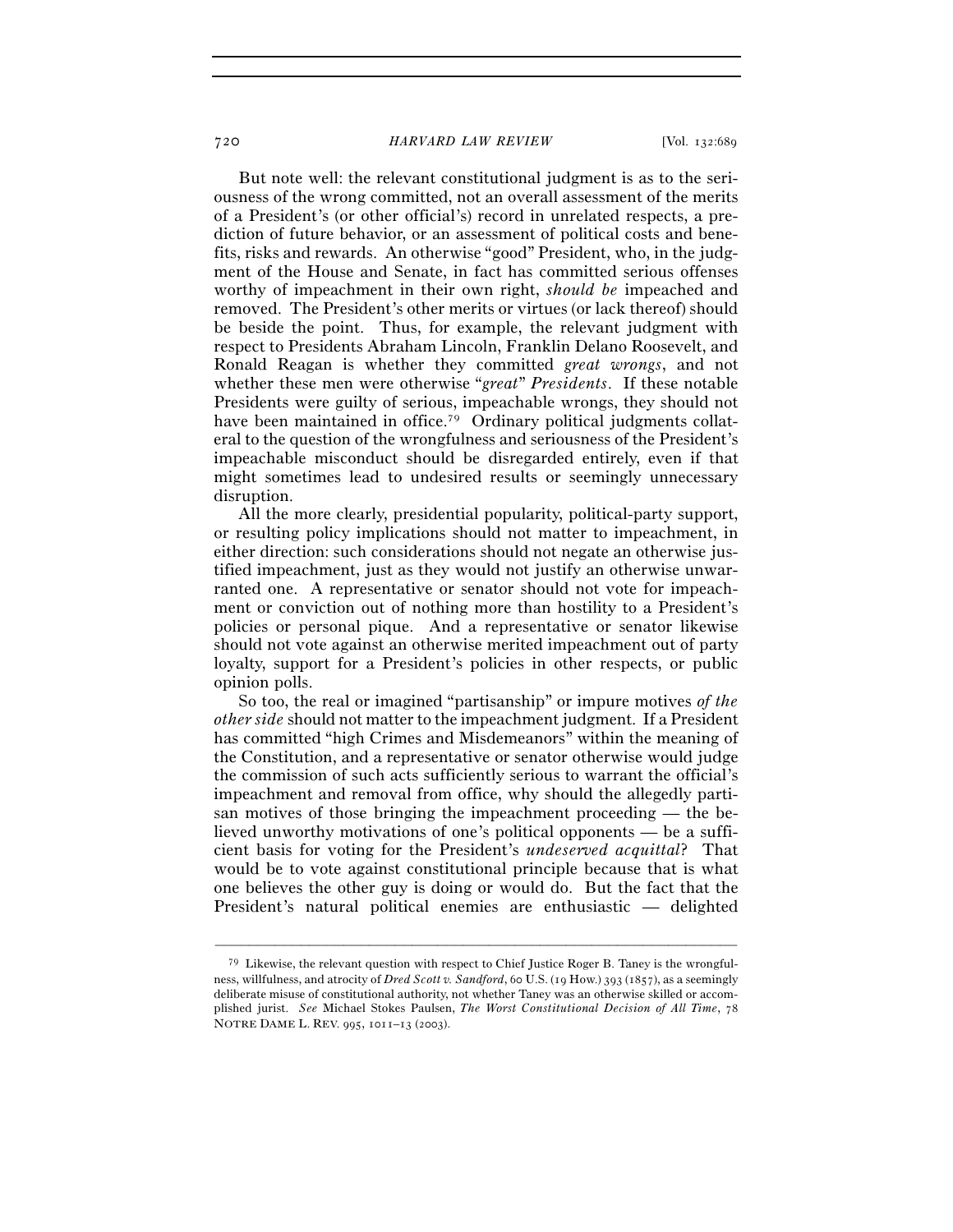But note well: the relevant constitutional judgment is as to the seriousness of the wrong committed, not an overall assessment of the merits of a President's (or other official's) record in unrelated respects, a prediction of future behavior, or an assessment of political costs and benefits, risks and rewards. An otherwise "good" President, who, in the judgment of the House and Senate, in fact has committed serious offenses worthy of impeachment in their own right, *should be* impeached and removed. The President's other merits or virtues (or lack thereof) should be beside the point. Thus, for example, the relevant judgment with respect to Presidents Abraham Lincoln, Franklin Delano Roosevelt, and Ronald Reagan is whether they committed *great wrongs*, and not whether these men were otherwise "*great*" *Presidents*. If these notable Presidents were guilty of serious, impeachable wrongs, they should not have been maintained in office.[79] Ordinary political judgments collateral to the question of the wrongfulness and seriousness of the President's impeachable misconduct should be disregarded entirely, even if that might sometimes lead to undesired results or seemingly unnecessary disruption.

All the more clearly, presidential popularity, political-party support, or resulting policy implications should not matter to impeachment, in either direction: such considerations should not negate an otherwise justified impeachment, just as they would not justify an otherwise unwarranted one. A representative or senator should not vote for impeachment or conviction out of nothing more than hostility to a President's policies or personal pique. And a representative or senator likewise should not vote against an otherwise merited impeachment out of party loyalty, support for a President's policies in other respects, or public opinion polls.

So too, the real or imagined "partisanship" or impure motives *of the other side* should not matter to the impeachment judgment. If a President has committed "high Crimes and Misdemeanors" within the meaning of the Constitution, and a representative or senator otherwise would judge the commission of such acts sufficiently serious to warrant the official's impeachment and removal from office, why should the allegedly partisan motives of those bringing the impeachment proceeding — the believed unworthy motivations of one's political opponents — be a sufficient basis for voting for the President's *undeserved acquittal*? That would be to vote against constitutional principle because that is what one believes the other guy is doing or would do. But the fact that the President's natural political enemies are enthusiastic — delighted

---

[79] Likewise, the relevant question with respect to Chief Justice Roger B. Taney is the wrongfulness, willfulness, and atrocity of *Dred Scott v. Sandford*, 60 U.S. (19 How.) 393 (1857), as a seemingly deliberate misuse of constitutional authority, not whether Taney was an otherwise skilled or accomplished jurist. *See* Michael Stokes Paulsen, *The Worst Constitutional Decision of All Time*, 78 NOTRE DAME L. REV. 995, 1011–13 (2003).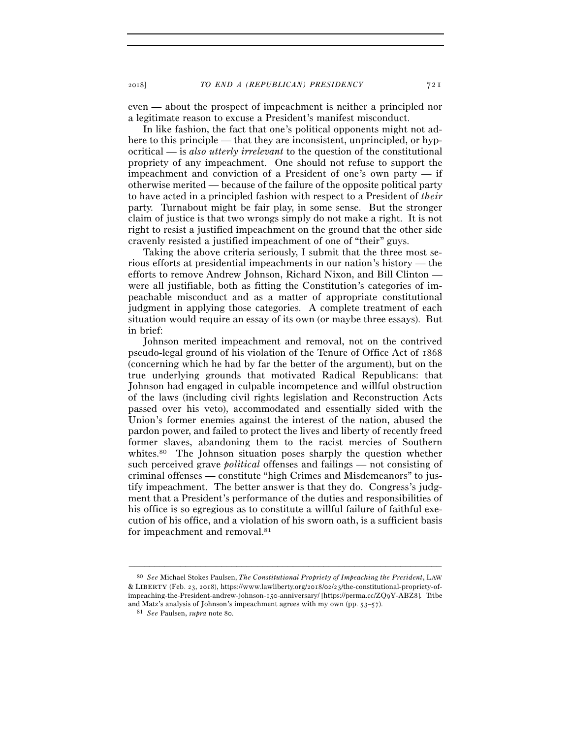even — about the prospect of impeachment is neither a principled nor a legitimate reason to excuse a President's manifest misconduct.

In like fashion, the fact that one's political opponents might not adhere to this principle — that they are inconsistent, unprincipled, or hypocritical — is *also utterly irrelevant* to the question of the constitutional propriety of any impeachment. One should not refuse to support the impeachment and conviction of a President of one's own party — if otherwise merited — because of the failure of the opposite political party to have acted in a principled fashion with respect to a President of *their* party. Turnabout might be fair play, in some sense. But the stronger claim of justice is that two wrongs simply do not make a right. It is not right to resist a justified impeachment on the ground that the other side cravenly resisted a justified impeachment of one of "their" guys.

Taking the above criteria seriously, I submit that the three most serious efforts at presidential impeachments in our nation's history — the efforts to remove Andrew Johnson, Richard Nixon, and Bill Clinton — were all justifiable, both as fitting the Constitution's categories of impeachable misconduct and as a matter of appropriate constitutional judgment in applying those categories. A complete treatment of each situation would require an essay of its own (or maybe three essays). But in brief:

Johnson merited impeachment and removal, not on the contrived pseudo-legal ground of his violation of the Tenure of Office Act of 1868 (concerning which he had by far the better of the argument), but on the true underlying grounds that motivated Radical Republicans: that Johnson had engaged in culpable incompetence and willful obstruction of the laws (including civil rights legislation and Reconstruction Acts passed over his veto), accommodated and essentially sided with the Union's former enemies against the interest of the nation, abused the pardon power, and failed to protect the lives and liberty of recently freed former slaves, abandoning them to the racist mercies of Southern whites.[80] The Johnson situation poses sharply the question whether such perceived grave *political* offenses and failings — not consisting of criminal offenses — constitute "high Crimes and Misdemeanors" to justify impeachment. The better answer is that they do. Congress's judgment that a President's performance of the duties and responsibilities of his office is so egregious as to constitute a willful failure of faithful execution of his office, and a violation of his sworn oath, is a sufficient basis for impeachment and removal.[81]

---

[80] *See* Michael Stokes Paulsen, *The Constitutional Propriety of Impeaching the President*, LAW & LIBERTY (Feb. 23, 2018), https://www.lawliberty.org/2018/02/23/the-constitutional-propriety-of-impeaching-the-President-andrew-johnson-150-anniversary/ [https://perma.cc/ZQ9Y-ABZ8]. Tribe and Matz's analysis of Johnson's impeachment agrees with my own (pp. 53–57).

[81] *See* Paulsen, *supra* note 80.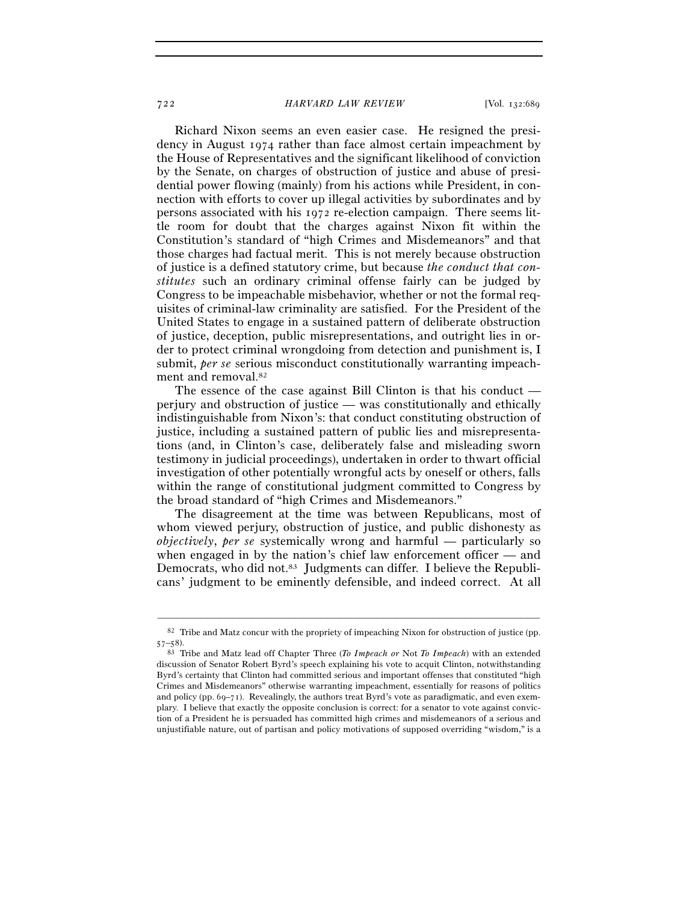Richard Nixon seems an even easier case. He resigned the presidency in August 1974 rather than face almost certain impeachment by the House of Representatives and the significant likelihood of conviction by the Senate, on charges of obstruction of justice and abuse of presidential power flowing (mainly) from his actions while President, in connection with efforts to cover up illegal activities by subordinates and by persons associated with his 1972 re-election campaign. There seems little room for doubt that the charges against Nixon fit within the Constitution's standard of "high Crimes and Misdemeanors" and that those charges had factual merit. This is not merely because obstruction of justice is a defined statutory crime, but because *the conduct that constitutes* such an ordinary criminal offense fairly can be judged by Congress to be impeachable misbehavior, whether or not the formal requisites of criminal-law criminality are satisfied. For the President of the United States to engage in a sustained pattern of deliberate obstruction of justice, deception, public misrepresentations, and outright lies in order to protect criminal wrongdoing from detection and punishment is, I submit, *per se* serious misconduct constitutionally warranting impeachment and removal.[82]

The essence of the case against Bill Clinton is that his conduct — perjury and obstruction of justice — was constitutionally and ethically indistinguishable from Nixon's: that conduct constituting obstruction of justice, including a sustained pattern of public lies and misrepresentations (and, in Clinton's case, deliberately false and misleading sworn testimony in judicial proceedings), undertaken in order to thwart official investigation of other potentially wrongful acts by oneself or others, falls within the range of constitutional judgment committed to Congress by the broad standard of "high Crimes and Misdemeanors."

The disagreement at the time was between Republicans, most of whom viewed perjury, obstruction of justice, and public dishonesty as *objectively*, *per se* systemically wrong and harmful — particularly so when engaged in by the nation's chief law enforcement officer — and Democrats, who did not.[83] Judgments can differ. I believe the Republicans' judgment to be eminently defensible, and indeed correct. At all

---

[82] Tribe and Matz concur with the propriety of impeaching Nixon for obstruction of justice (pp. 57–58).

[83] Tribe and Matz lead off Chapter Three (*To Impeach or* Not *To Impeach*) with an extended discussion of Senator Robert Byrd's speech explaining his vote to acquit Clinton, notwithstanding Byrd's certainty that Clinton had committed serious and important offenses that constituted "high Crimes and Misdemeanors" otherwise warranting impeachment, essentially for reasons of politics and policy (pp. 69–71). Revealingly, the authors treat Byrd's vote as paradigmatic, and even exemplary. I believe that exactly the opposite conclusion is correct: for a senator to vote against conviction of a President he is persuaded has committed high crimes and misdemeanors of a serious and unjustifiable nature, out of partisan and policy motivations of supposed overriding "wisdom," is a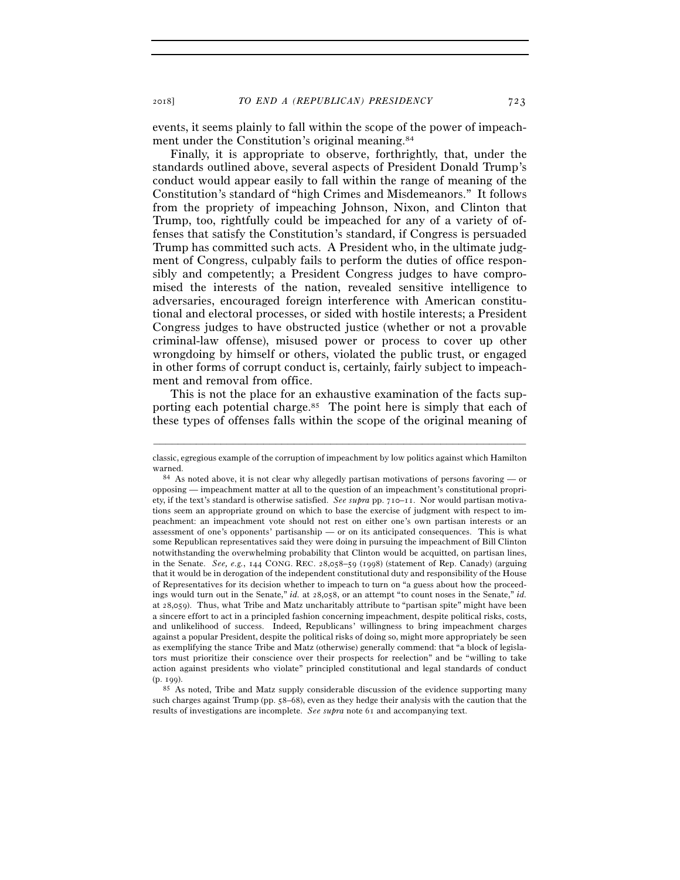events, it seems plainly to fall within the scope of the power of impeachment under the Constitution's original meaning.[84]

Finally, it is appropriate to observe, forthrightly, that, under the standards outlined above, several aspects of President Donald Trump's conduct would appear easily to fall within the range of meaning of the Constitution's standard of "high Crimes and Misdemeanors." It follows from the propriety of impeaching Johnson, Nixon, and Clinton that Trump, too, rightfully could be impeached for any of a variety of offenses that satisfy the Constitution's standard, if Congress is persuaded Trump has committed such acts. A President who, in the ultimate judgment of Congress, culpably fails to perform the duties of office responsibly and competently; a President Congress judges to have compromised the interests of the nation, revealed sensitive intelligence to adversaries, encouraged foreign interference with American constitutional and electoral processes, or sided with hostile interests; a President Congress judges to have obstructed justice (whether or not a provable criminal-law offense), misused power or process to cover up other wrongdoing by himself or others, violated the public trust, or engaged in other forms of corrupt conduct is, certainly, fairly subject to impeachment and removal from office.

This is not the place for an exhaustive examination of the facts supporting each potential charge.[85] The point here is simply that each of these types of offenses falls within the scope of the original meaning of

---

classic, egregious example of the corruption of impeachment by low politics against which Hamilton warned.

[84] As noted above, it is not clear why allegedly partisan motivations of persons favoring — or opposing — impeachment matter at all to the question of an impeachment's constitutional propriety, if the text's standard is otherwise satisfied. *See supra* pp. 710–11. Nor would partisan motivations seem an appropriate ground on which to base the exercise of judgment with respect to impeachment: an impeachment vote should not rest on either one's own partisan interests or an assessment of one's opponents' partisanship — or on its anticipated consequences. This is what some Republican representatives said they were doing in pursuing the impeachment of Bill Clinton notwithstanding the overwhelming probability that Clinton would be acquitted, on partisan lines, in the Senate. *See, e.g.*, 144 CONG. REC. 28,058–59 (1998) (statement of Rep. Canady) (arguing that it would be in derogation of the independent constitutional duty and responsibility of the House of Representatives for its decision whether to impeach to turn on "a guess about how the proceedings would turn out in the Senate," *id.* at 28,058, or an attempt "to count noses in the Senate," *id.* at 28,059). Thus, what Tribe and Matz uncharitably attribute to "partisan spite" might have been a sincere effort to act in a principled fashion concerning impeachment, despite political risks, costs, and unlikelihood of success. Indeed, Republicans' willingness to bring impeachment charges against a popular President, despite the political risks of doing so, might more appropriately be seen as exemplifying the stance Tribe and Matz (otherwise) generally commend: that "a block of legislators must prioritize their conscience over their prospects for reelection" and be "willing to take action against presidents who violate" principled constitutional and legal standards of conduct (p. 199).

[85] As noted, Tribe and Matz supply considerable discussion of the evidence supporting many such charges against Trump (pp. 58–68), even as they hedge their analysis with the caution that the results of investigations are incomplete. *See supra* note 61 and accompanying text.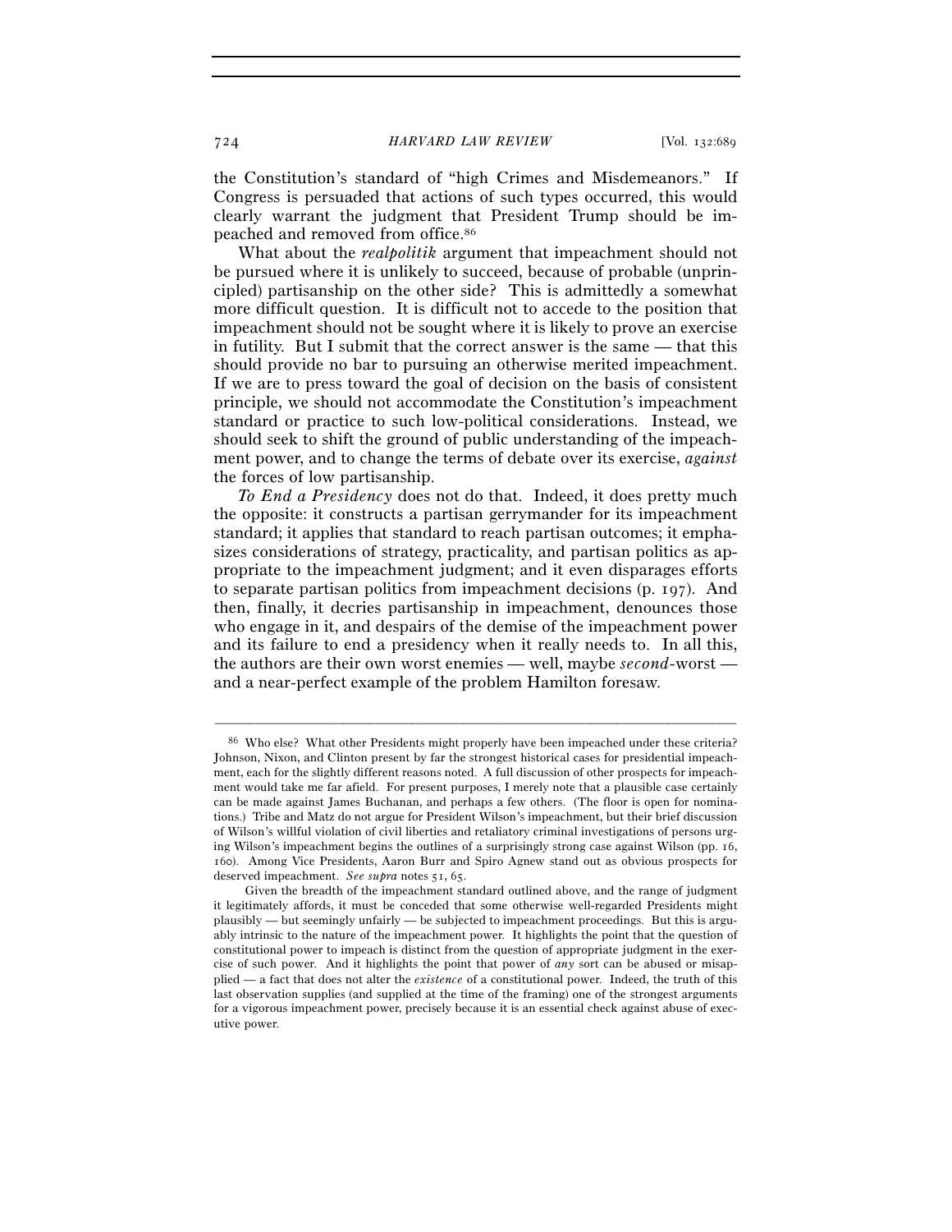the Constitution's standard of "high Crimes and Misdemeanors." If Congress is persuaded that actions of such types occurred, this would clearly warrant the judgment that President Trump should be impeached and removed from office.[86]

What about the *realpolitik* argument that impeachment should not be pursued where it is unlikely to succeed, because of probable (unprincipled) partisanship on the other side? This is admittedly a somewhat more difficult question. It is difficult not to accede to the position that impeachment should not be sought where it is likely to prove an exercise in futility. But I submit that the correct answer is the same — that this should provide no bar to pursuing an otherwise merited impeachment. If we are to press toward the goal of decision on the basis of consistent principle, we should not accommodate the Constitution's impeachment standard or practice to such low-political considerations. Instead, we should seek to shift the ground of public understanding of the impeachment power, and to change the terms of debate over its exercise, *against* the forces of low partisanship.

*To End a Presidency* does not do that. Indeed, it does pretty much the opposite: it constructs a partisan gerrymander for its impeachment standard; it applies that standard to reach partisan outcomes; it emphasizes considerations of strategy, practicality, and partisan politics as appropriate to the impeachment judgment; and it even disparages efforts to separate partisan politics from impeachment decisions (p. 197). And then, finally, it decries partisanship in impeachment, denounces those who engage in it, and despairs of the demise of the impeachment power and its failure to end a presidency when it really needs to. In all this, the authors are their own worst enemies — well, maybe *second*-worst — and a near-perfect example of the problem Hamilton foresaw.

---

[86] Who else? What other Presidents might properly have been impeached under these criteria? Johnson, Nixon, and Clinton present by far the strongest historical cases for presidential impeachment, each for the slightly different reasons noted. A full discussion of other prospects for impeachment would take me far afield. For present purposes, I merely note that a plausible case certainly can be made against James Buchanan, and perhaps a few others. (The floor is open for nominations.) Tribe and Matz do not argue for President Wilson's impeachment, but their brief discussion of Wilson's willful violation of civil liberties and retaliatory criminal investigations of persons urging Wilson's impeachment begins the outlines of a surprisingly strong case against Wilson (pp. 16, 160). Among Vice Presidents, Aaron Burr and Spiro Agnew stand out as obvious prospects for deserved impeachment. *See supra* notes 51, 65.

Given the breadth of the impeachment standard outlined above, and the range of judgment it legitimately affords, it must be conceded that some otherwise well-regarded Presidents might plausibly — but seemingly unfairly — be subjected to impeachment proceedings. But this is arguably intrinsic to the nature of the impeachment power. It highlights the point that the question of constitutional power to impeach is distinct from the question of appropriate judgment in the exercise of such power. And it highlights the point that power of *any* sort can be abused or misapplied — a fact that does not alter the *existence* of a constitutional power. Indeed, the truth of this last observation supplies (and supplied at the time of the framing) one of the strongest arguments for a vigorous impeachment power, precisely because it is an essential check against abuse of executive power.